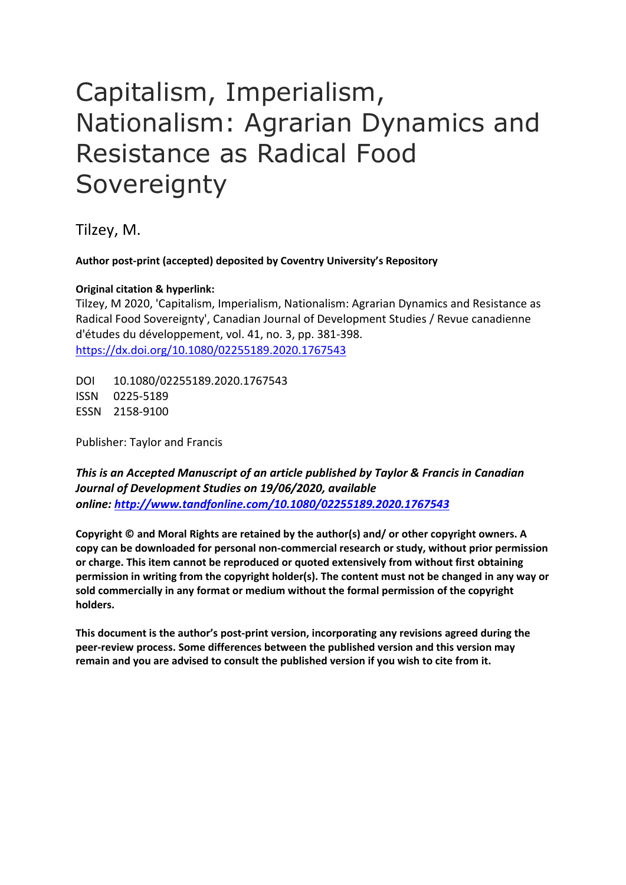# Capitalism, Imperialism, Nationalism: Agrarian Dynamics and Resistance as Radical Food Sovereignty

Tilzey, M.

**Author post-print (accepted) deposited by Coventry University's Repository**

**Original citation & hyperlink:**

Tilzey, M 2020, 'Capitalism, Imperialism, Nationalism: Agrarian Dynamics and Resistance as Radical Food Sovereignty', Canadian Journal of Development Studies / Revue canadienne d'études du développement, vol. 41, no. 3, pp. 381-398.
https://dx.doi.org/10.1080/02255189.2020.1767543

DOI 10.1080/02255189.2020.1767543
ISSN 0225-5189
ESSN 2158-9100

Publisher: Taylor and Francis

***This is an Accepted Manuscript of an article published by Taylor & Francis in Canadian Journal of Development Studies on 19/06/2020, available online: http://www.tandfonline.com/10.1080/02255189.2020.1767543***

**Copyright © and Moral Rights are retained by the author(s) and/ or other copyright owners. A copy can be downloaded for personal non-commercial research or study, without prior permission or charge. This item cannot be reproduced or quoted extensively from without first obtaining permission in writing from the copyright holder(s). The content must not be changed in any way or sold commercially in any format or medium without the formal permission of the copyright holders.**

**This document is the author's post-print version, incorporating any revisions agreed during the peer-review process. Some differences between the published version and this version may remain and you are advised to consult the published version if you wish to cite from it.**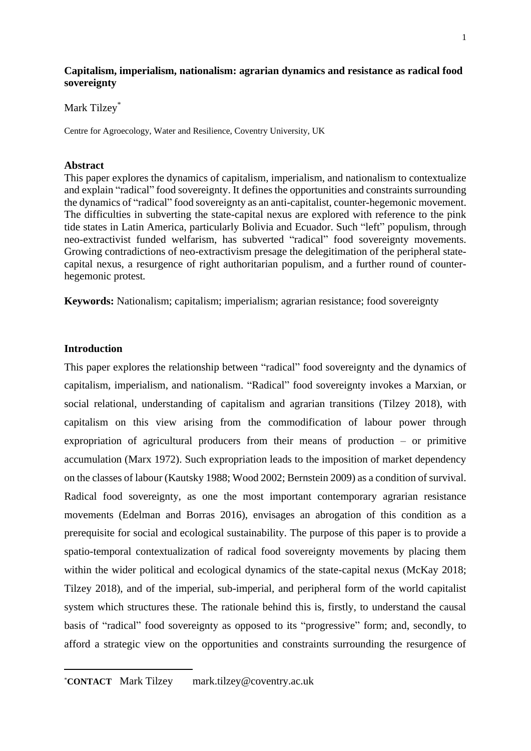**Capitalism, imperialism, nationalism: agrarian dynamics and resistance as radical food sovereignty**

Mark Tilzey[*]

Centre for Agroecology, Water and Resilience, Coventry University, UK

## Abstract

This paper explores the dynamics of capitalism, imperialism, and nationalism to contextualize and explain "radical" food sovereignty. It defines the opportunities and constraints surrounding the dynamics of "radical" food sovereignty as an anti-capitalist, counter-hegemonic movement. The difficulties in subverting the state-capital nexus are explored with reference to the pink tide states in Latin America, particularly Bolivia and Ecuador. Such "left" populism, through neo-extractivist funded welfarism, has subverted "radical" food sovereignty movements. Growing contradictions of neo-extractivism presage the delegitimation of the peripheral state-capital nexus, a resurgence of right authoritarian populism, and a further round of counter-hegemonic protest.

**Keywords:** Nationalism; capitalism; imperialism; agrarian resistance; food sovereignty

## Introduction

This paper explores the relationship between "radical" food sovereignty and the dynamics of capitalism, imperialism, and nationalism. "Radical" food sovereignty invokes a Marxian, or social relational, understanding of capitalism and agrarian transitions (Tilzey 2018), with capitalism on this view arising from the commodification of labour power through expropriation of agricultural producers from their means of production – or primitive accumulation (Marx 1972). Such expropriation leads to the imposition of market dependency on the classes of labour (Kautsky 1988; Wood 2002; Bernstein 2009) as a condition of survival. Radical food sovereignty, as one the most important contemporary agrarian resistance movements (Edelman and Borras 2016), envisages an abrogation of this condition as a prerequisite for social and ecological sustainability. The purpose of this paper is to provide a spatio-temporal contextualization of radical food sovereignty movements by placing them within the wider political and ecological dynamics of the state-capital nexus (McKay 2018; Tilzey 2018), and of the imperial, sub-imperial, and peripheral form of the world capitalist system which structures these. The rationale behind this is, firstly, to understand the causal basis of "radical" food sovereignty as opposed to its "progressive" form; and, secondly, to afford a strategic view on the opportunities and constraints surrounding the resurgence of

[*]**CONTACT** Mark Tilzey mark.tilzey@coventry.ac.uk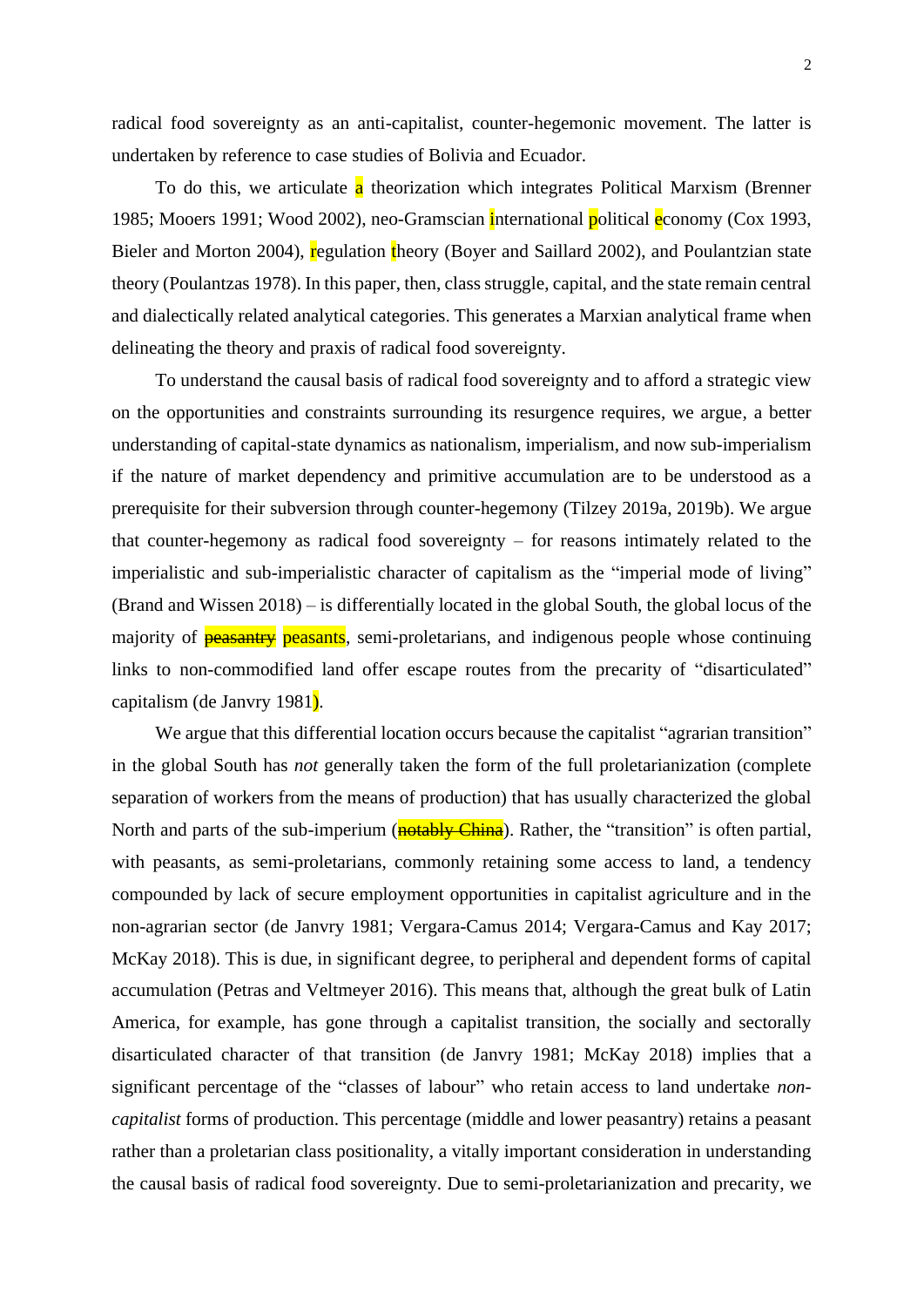radical food sovereignty as an anti-capitalist, counter-hegemonic movement. The latter is undertaken by reference to case studies of Bolivia and Ecuador.

To do this, we articulate a theorization which integrates Political Marxism (Brenner 1985; Mooers 1991; Wood 2002), neo-Gramscian international political economy (Cox 1993, Bieler and Morton 2004), regulation theory (Boyer and Saillard 2002), and Poulantzian state theory (Poulantzas 1978). In this paper, then, class struggle, capital, and the state remain central and dialectically related analytical categories. This generates a Marxian analytical frame when delineating the theory and praxis of radical food sovereignty.

To understand the causal basis of radical food sovereignty and to afford a strategic view on the opportunities and constraints surrounding its resurgence requires, we argue, a better understanding of capital-state dynamics as nationalism, imperialism, and now sub-imperialism if the nature of market dependency and primitive accumulation are to be understood as a prerequisite for their subversion through counter-hegemony (Tilzey 2019a, 2019b). We argue that counter-hegemony as radical food sovereignty – for reasons intimately related to the imperialistic and sub-imperialistic character of capitalism as the "imperial mode of living" (Brand and Wissen 2018) – is differentially located in the global South, the global locus of the majority of ~~peasantry~~ peasants, semi-proletarians, and indigenous people whose continuing links to non-commodified land offer escape routes from the precarity of "disarticulated" capitalism (de Janvry 1981).

We argue that this differential location occurs because the capitalist "agrarian transition" in the global South has *not* generally taken the form of the full proletarianization (complete separation of workers from the means of production) that has usually characterized the global North and parts of the sub-imperium (~~notably China~~). Rather, the "transition" is often partial, with peasants, as semi-proletarians, commonly retaining some access to land, a tendency compounded by lack of secure employment opportunities in capitalist agriculture and in the non-agrarian sector (de Janvry 1981; Vergara-Camus 2014; Vergara-Camus and Kay 2017; McKay 2018). This is due, in significant degree, to peripheral and dependent forms of capital accumulation (Petras and Veltmeyer 2016). This means that, although the great bulk of Latin America, for example, has gone through a capitalist transition, the socially and sectorally disarticulated character of that transition (de Janvry 1981; McKay 2018) implies that a significant percentage of the "classes of labour" who retain access to land undertake *non-capitalist* forms of production. This percentage (middle and lower peasantry) retains a peasant rather than a proletarian class positionality, a vitally important consideration in understanding the causal basis of radical food sovereignty. Due to semi-proletarianization and precarity, we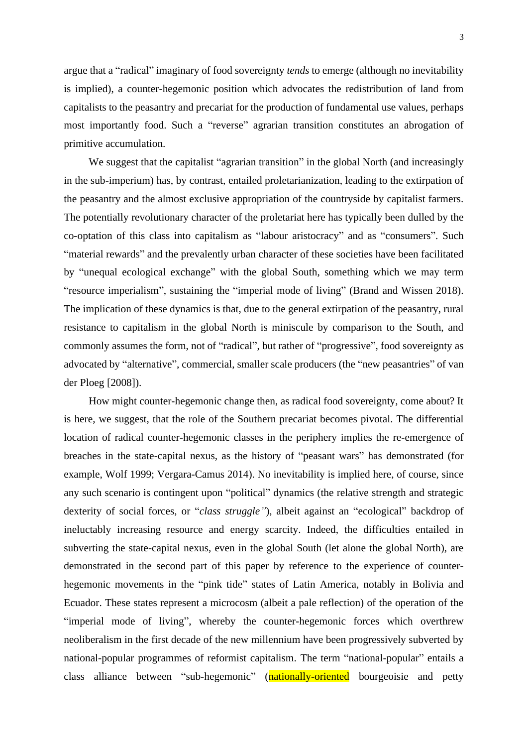argue that a "radical" imaginary of food sovereignty *tends* to emerge (although no inevitability is implied), a counter-hegemonic position which advocates the redistribution of land from capitalists to the peasantry and precariat for the production of fundamental use values, perhaps most importantly food. Such a "reverse" agrarian transition constitutes an abrogation of primitive accumulation.

We suggest that the capitalist "agrarian transition" in the global North (and increasingly in the sub-imperium) has, by contrast, entailed proletarianization, leading to the extirpation of the peasantry and the almost exclusive appropriation of the countryside by capitalist farmers. The potentially revolutionary character of the proletariat here has typically been dulled by the co-optation of this class into capitalism as "labour aristocracy" and as "consumers". Such "material rewards" and the prevalently urban character of these societies have been facilitated by "unequal ecological exchange" with the global South, something which we may term "resource imperialism", sustaining the "imperial mode of living" (Brand and Wissen 2018). The implication of these dynamics is that, due to the general extirpation of the peasantry, rural resistance to capitalism in the global North is miniscule by comparison to the South, and commonly assumes the form, not of "radical", but rather of "progressive", food sovereignty as advocated by "alternative", commercial, smaller scale producers (the "new peasantries" of van der Ploeg [2008]).

How might counter-hegemonic change then, as radical food sovereignty, come about? It is here, we suggest, that the role of the Southern precariat becomes pivotal. The differential location of radical counter-hegemonic classes in the periphery implies the re-emergence of breaches in the state-capital nexus, as the history of "peasant wars" has demonstrated (for example, Wolf 1999; Vergara-Camus 2014). No inevitability is implied here, of course, since any such scenario is contingent upon "political" dynamics (the relative strength and strategic dexterity of social forces, or "*class struggle"*), albeit against an "ecological" backdrop of ineluctably increasing resource and energy scarcity. Indeed, the difficulties entailed in subverting the state-capital nexus, even in the global South (let alone the global North), are demonstrated in the second part of this paper by reference to the experience of counter-hegemonic movements in the "pink tide" states of Latin America, notably in Bolivia and Ecuador. These states represent a microcosm (albeit a pale reflection) of the operation of the "imperial mode of living", whereby the counter-hegemonic forces which overthrew neoliberalism in the first decade of the new millennium have been progressively subverted by national-popular programmes of reformist capitalism. The term "national-popular" entails a class alliance between "sub-hegemonic" (nationally-oriented bourgeoisie and petty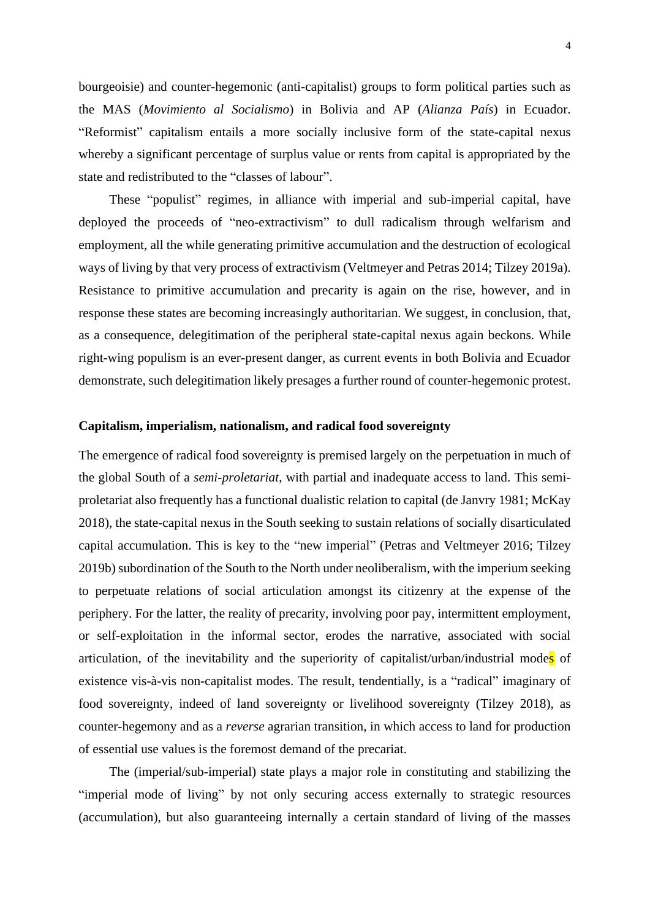bourgeoisie) and counter-hegemonic (anti-capitalist) groups to form political parties such as the MAS (*Movimiento al Socialismo*) in Bolivia and AP (*Alianza País*) in Ecuador. "Reformist" capitalism entails a more socially inclusive form of the state-capital nexus whereby a significant percentage of surplus value or rents from capital is appropriated by the state and redistributed to the "classes of labour".

These "populist" regimes, in alliance with imperial and sub-imperial capital, have deployed the proceeds of "neo-extractivism" to dull radicalism through welfarism and employment, all the while generating primitive accumulation and the destruction of ecological ways of living by that very process of extractivism (Veltmeyer and Petras 2014; Tilzey 2019a). Resistance to primitive accumulation and precarity is again on the rise, however, and in response these states are becoming increasingly authoritarian. We suggest, in conclusion, that, as a consequence, delegitimation of the peripheral state-capital nexus again beckons. While right-wing populism is an ever-present danger, as current events in both Bolivia and Ecuador demonstrate, such delegitimation likely presages a further round of counter-hegemonic protest.

**Capitalism, imperialism, nationalism, and radical food sovereignty**

The emergence of radical food sovereignty is premised largely on the perpetuation in much of the global South of a *semi-proletariat*, with partial and inadequate access to land. This semi-proletariat also frequently has a functional dualistic relation to capital (de Janvry 1981; McKay 2018), the state-capital nexus in the South seeking to sustain relations of socially disarticulated capital accumulation. This is key to the "new imperial" (Petras and Veltmeyer 2016; Tilzey 2019b) subordination of the South to the North under neoliberalism, with the imperium seeking to perpetuate relations of social articulation amongst its citizenry at the expense of the periphery. For the latter, the reality of precarity, involving poor pay, intermittent employment, or self-exploitation in the informal sector, erodes the narrative, associated with social articulation, of the inevitability and the superiority of capitalist/urban/industrial modes of existence vis-à-vis non-capitalist modes. The result, tendentially, is a "radical" imaginary of food sovereignty, indeed of land sovereignty or livelihood sovereignty (Tilzey 2018), as counter-hegemony and as a *reverse* agrarian transition, in which access to land for production of essential use values is the foremost demand of the precariat.

The (imperial/sub-imperial) state plays a major role in constituting and stabilizing the "imperial mode of living" by not only securing access externally to strategic resources (accumulation), but also guaranteeing internally a certain standard of living of the masses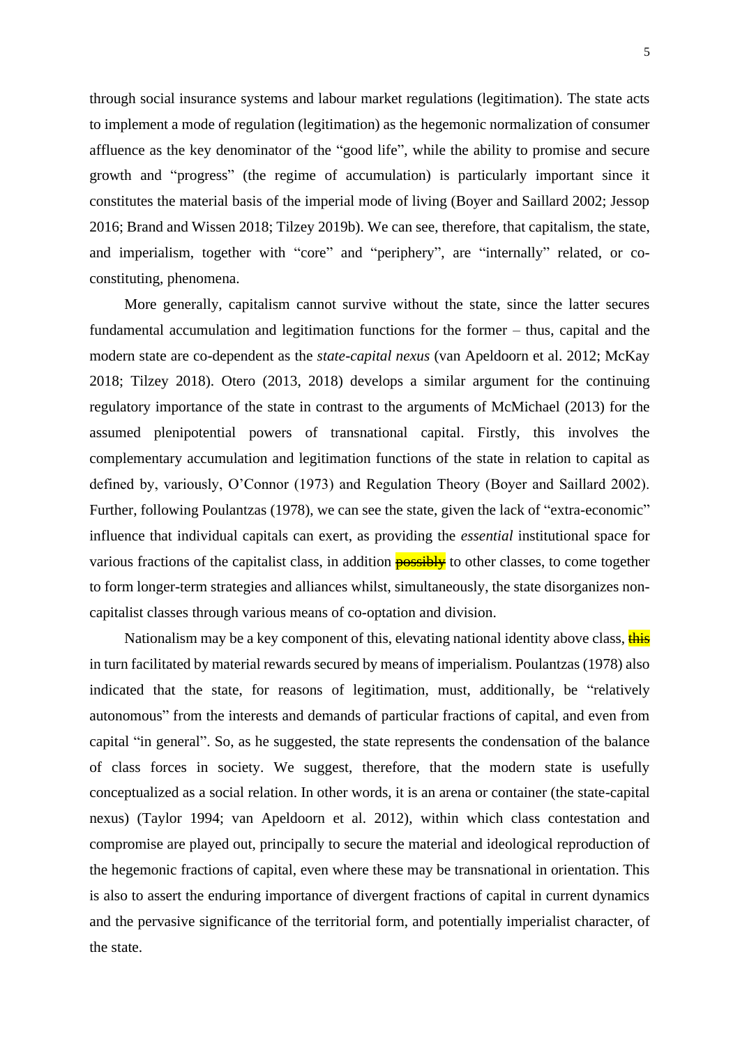through social insurance systems and labour market regulations (legitimation). The state acts to implement a mode of regulation (legitimation) as the hegemonic normalization of consumer affluence as the key denominator of the "good life", while the ability to promise and secure growth and "progress" (the regime of accumulation) is particularly important since it constitutes the material basis of the imperial mode of living (Boyer and Saillard 2002; Jessop 2016; Brand and Wissen 2018; Tilzey 2019b). We can see, therefore, that capitalism, the state, and imperialism, together with "core" and "periphery", are "internally" related, or co-constituting, phenomena.

More generally, capitalism cannot survive without the state, since the latter secures fundamental accumulation and legitimation functions for the former – thus, capital and the modern state are co-dependent as the *state-capital nexus* (van Apeldoorn et al. 2012; McKay 2018; Tilzey 2018). Otero (2013, 2018) develops a similar argument for the continuing regulatory importance of the state in contrast to the arguments of McMichael (2013) for the assumed plenipotential powers of transnational capital. Firstly, this involves the complementary accumulation and legitimation functions of the state in relation to capital as defined by, variously, O'Connor (1973) and Regulation Theory (Boyer and Saillard 2002). Further, following Poulantzas (1978), we can see the state, given the lack of "extra-economic" influence that individual capitals can exert, as providing the *essential* institutional space for various fractions of the capitalist class, in addition ~~possibly~~ to other classes, to come together to form longer-term strategies and alliances whilst, simultaneously, the state disorganizes non-capitalist classes through various means of co-optation and division.

Nationalism may be a key component of this, elevating national identity above class, ~~this~~ in turn facilitated by material rewards secured by means of imperialism. Poulantzas (1978) also indicated that the state, for reasons of legitimation, must, additionally, be "relatively autonomous" from the interests and demands of particular fractions of capital, and even from capital "in general". So, as he suggested, the state represents the condensation of the balance of class forces in society. We suggest, therefore, that the modern state is usefully conceptualized as a social relation. In other words, it is an arena or container (the state-capital nexus) (Taylor 1994; van Apeldoorn et al. 2012), within which class contestation and compromise are played out, principally to secure the material and ideological reproduction of the hegemonic fractions of capital, even where these may be transnational in orientation. This is also to assert the enduring importance of divergent fractions of capital in current dynamics and the pervasive significance of the territorial form, and potentially imperialist character, of the state.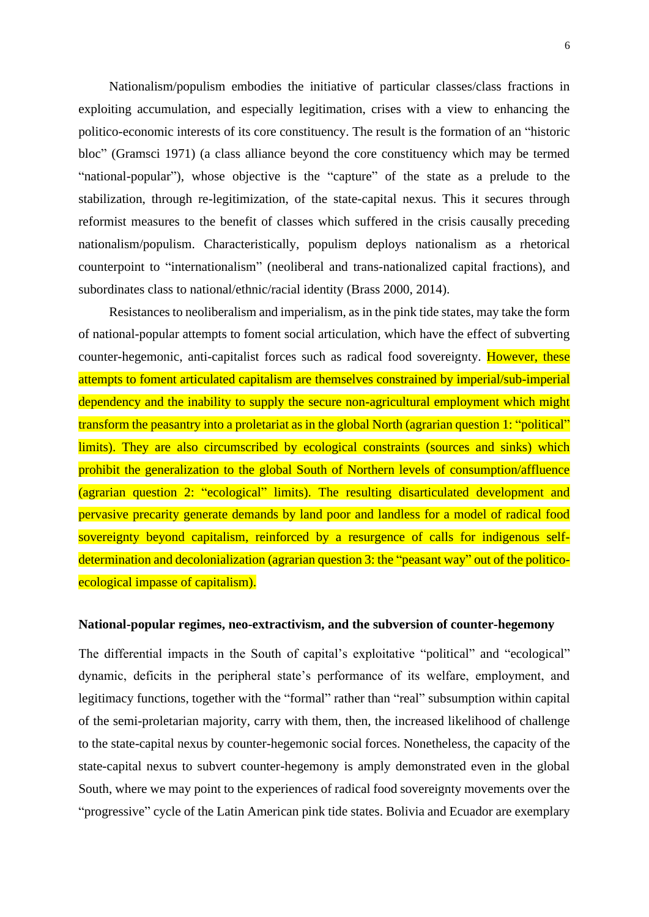Nationalism/populism embodies the initiative of particular classes/class fractions in exploiting accumulation, and especially legitimation, crises with a view to enhancing the politico-economic interests of its core constituency. The result is the formation of an "historic bloc" (Gramsci 1971) (a class alliance beyond the core constituency which may be termed "national-popular"), whose objective is the "capture" of the state as a prelude to the stabilization, through re-legitimization, of the state-capital nexus. This it secures through reformist measures to the benefit of classes which suffered in the crisis causally preceding nationalism/populism. Characteristically, populism deploys nationalism as a rhetorical counterpoint to "internationalism" (neoliberal and trans-nationalized capital fractions), and subordinates class to national/ethnic/racial identity (Brass 2000, 2014).

Resistances to neoliberalism and imperialism, as in the pink tide states, may take the form of national-popular attempts to foment social articulation, which have the effect of subverting counter-hegemonic, anti-capitalist forces such as radical food sovereignty. However, these attempts to foment articulated capitalism are themselves constrained by imperial/sub-imperial dependency and the inability to supply the secure non-agricultural employment which might transform the peasantry into a proletariat as in the global North (agrarian question 1: "political" limits). They are also circumscribed by ecological constraints (sources and sinks) which prohibit the generalization to the global South of Northern levels of consumption/affluence (agrarian question 2: "ecological" limits). The resulting disarticulated development and pervasive precarity generate demands by land poor and landless for a model of radical food sovereignty beyond capitalism, reinforced by a resurgence of calls for indigenous self-determination and decolonialization (agrarian question 3: the "peasant way" out of the politico-ecological impasse of capitalism).

### National-popular regimes, neo-extractivism, and the subversion of counter-hegemony

The differential impacts in the South of capital's exploitative "political" and "ecological" dynamic, deficits in the peripheral state's performance of its welfare, employment, and legitimacy functions, together with the "formal" rather than "real" subsumption within capital of the semi-proletarian majority, carry with them, then, the increased likelihood of challenge to the state-capital nexus by counter-hegemonic social forces. Nonetheless, the capacity of the state-capital nexus to subvert counter-hegemony is amply demonstrated even in the global South, where we may point to the experiences of radical food sovereignty movements over the "progressive" cycle of the Latin American pink tide states. Bolivia and Ecuador are exemplary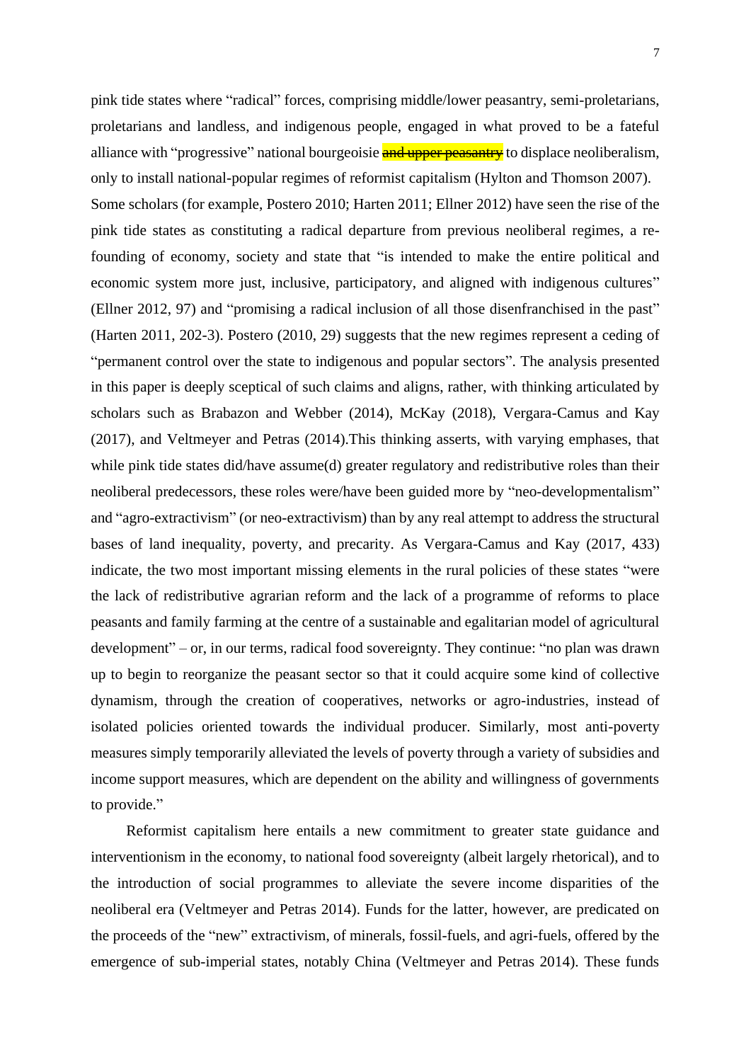pink tide states where "radical" forces, comprising middle/lower peasantry, semi-proletarians, proletarians and landless, and indigenous people, engaged in what proved to be a fateful alliance with "progressive" national bourgeoisie ~~and upper peasantry~~ to displace neoliberalism, only to install national-popular regimes of reformist capitalism (Hylton and Thomson 2007). Some scholars (for example, Postero 2010; Harten 2011; Ellner 2012) have seen the rise of the pink tide states as constituting a radical departure from previous neoliberal regimes, a re-founding of economy, society and state that "is intended to make the entire political and economic system more just, inclusive, participatory, and aligned with indigenous cultures" (Ellner 2012, 97) and "promising a radical inclusion of all those disenfranchised in the past" (Harten 2011, 202-3). Postero (2010, 29) suggests that the new regimes represent a ceding of "permanent control over the state to indigenous and popular sectors". The analysis presented in this paper is deeply sceptical of such claims and aligns, rather, with thinking articulated by scholars such as Brabazon and Webber (2014), McKay (2018), Vergara-Camus and Kay (2017), and Veltmeyer and Petras (2014).This thinking asserts, with varying emphases, that while pink tide states did/have assume(d) greater regulatory and redistributive roles than their neoliberal predecessors, these roles were/have been guided more by "neo-developmentalism" and "agro-extractivism" (or neo-extractivism) than by any real attempt to address the structural bases of land inequality, poverty, and precarity. As Vergara-Camus and Kay (2017, 433) indicate, the two most important missing elements in the rural policies of these states "were the lack of redistributive agrarian reform and the lack of a programme of reforms to place peasants and family farming at the centre of a sustainable and egalitarian model of agricultural development" – or, in our terms, radical food sovereignty. They continue: "no plan was drawn up to begin to reorganize the peasant sector so that it could acquire some kind of collective dynamism, through the creation of cooperatives, networks or agro-industries, instead of isolated policies oriented towards the individual producer. Similarly, most anti-poverty measures simply temporarily alleviated the levels of poverty through a variety of subsidies and income support measures, which are dependent on the ability and willingness of governments to provide."

Reformist capitalism here entails a new commitment to greater state guidance and interventionism in the economy, to national food sovereignty (albeit largely rhetorical), and to the introduction of social programmes to alleviate the severe income disparities of the neoliberal era (Veltmeyer and Petras 2014). Funds for the latter, however, are predicated on the proceeds of the "new" extractivism, of minerals, fossil-fuels, and agri-fuels, offered by the emergence of sub-imperial states, notably China (Veltmeyer and Petras 2014). These funds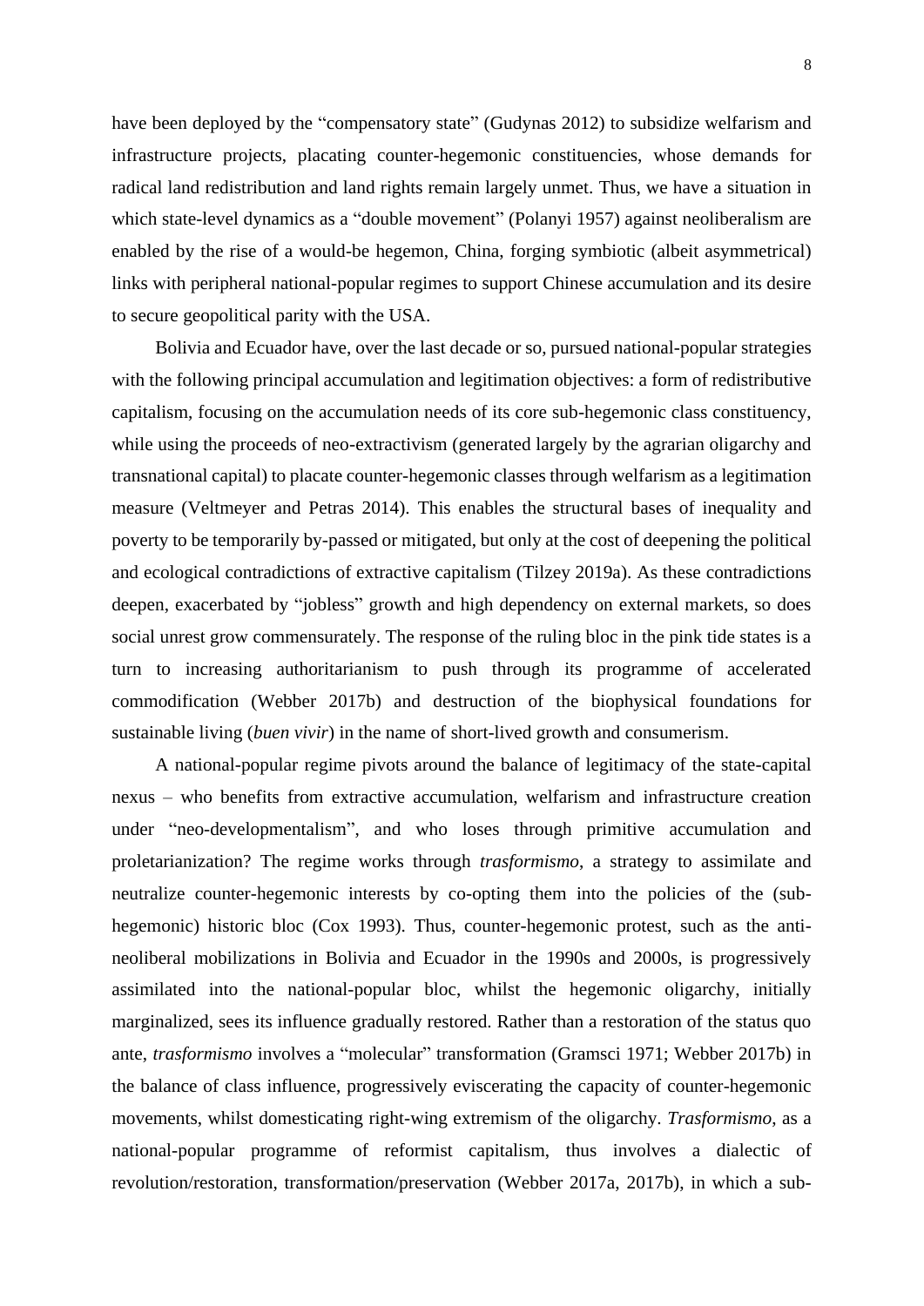have been deployed by the "compensatory state" (Gudynas 2012) to subsidize welfarism and infrastructure projects, placating counter-hegemonic constituencies, whose demands for radical land redistribution and land rights remain largely unmet. Thus, we have a situation in which state-level dynamics as a "double movement" (Polanyi 1957) against neoliberalism are enabled by the rise of a would-be hegemon, China, forging symbiotic (albeit asymmetrical) links with peripheral national-popular regimes to support Chinese accumulation and its desire to secure geopolitical parity with the USA.

Bolivia and Ecuador have, over the last decade or so, pursued national-popular strategies with the following principal accumulation and legitimation objectives: a form of redistributive capitalism, focusing on the accumulation needs of its core sub-hegemonic class constituency, while using the proceeds of neo-extractivism (generated largely by the agrarian oligarchy and transnational capital) to placate counter-hegemonic classes through welfarism as a legitimation measure (Veltmeyer and Petras 2014). This enables the structural bases of inequality and poverty to be temporarily by-passed or mitigated, but only at the cost of deepening the political and ecological contradictions of extractive capitalism (Tilzey 2019a). As these contradictions deepen, exacerbated by "jobless" growth and high dependency on external markets, so does social unrest grow commensurately. The response of the ruling bloc in the pink tide states is a turn to increasing authoritarianism to push through its programme of accelerated commodification (Webber 2017b) and destruction of the biophysical foundations for sustainable living (*buen vivir*) in the name of short-lived growth and consumerism.

A national-popular regime pivots around the balance of legitimacy of the state-capital nexus – who benefits from extractive accumulation, welfarism and infrastructure creation under "neo-developmentalism", and who loses through primitive accumulation and proletarianization? The regime works through *trasformismo*, a strategy to assimilate and neutralize counter-hegemonic interests by co-opting them into the policies of the (sub-hegemonic) historic bloc (Cox 1993). Thus, counter-hegemonic protest, such as the anti-neoliberal mobilizations in Bolivia and Ecuador in the 1990s and 2000s, is progressively assimilated into the national-popular bloc, whilst the hegemonic oligarchy, initially marginalized, sees its influence gradually restored. Rather than a restoration of the status quo ante, *trasformismo* involves a "molecular" transformation (Gramsci 1971; Webber 2017b) in the balance of class influence, progressively eviscerating the capacity of counter-hegemonic movements, whilst domesticating right-wing extremism of the oligarchy. *Trasformismo*, as a national-popular programme of reformist capitalism, thus involves a dialectic of revolution/restoration, transformation/preservation (Webber 2017a, 2017b), in which a sub-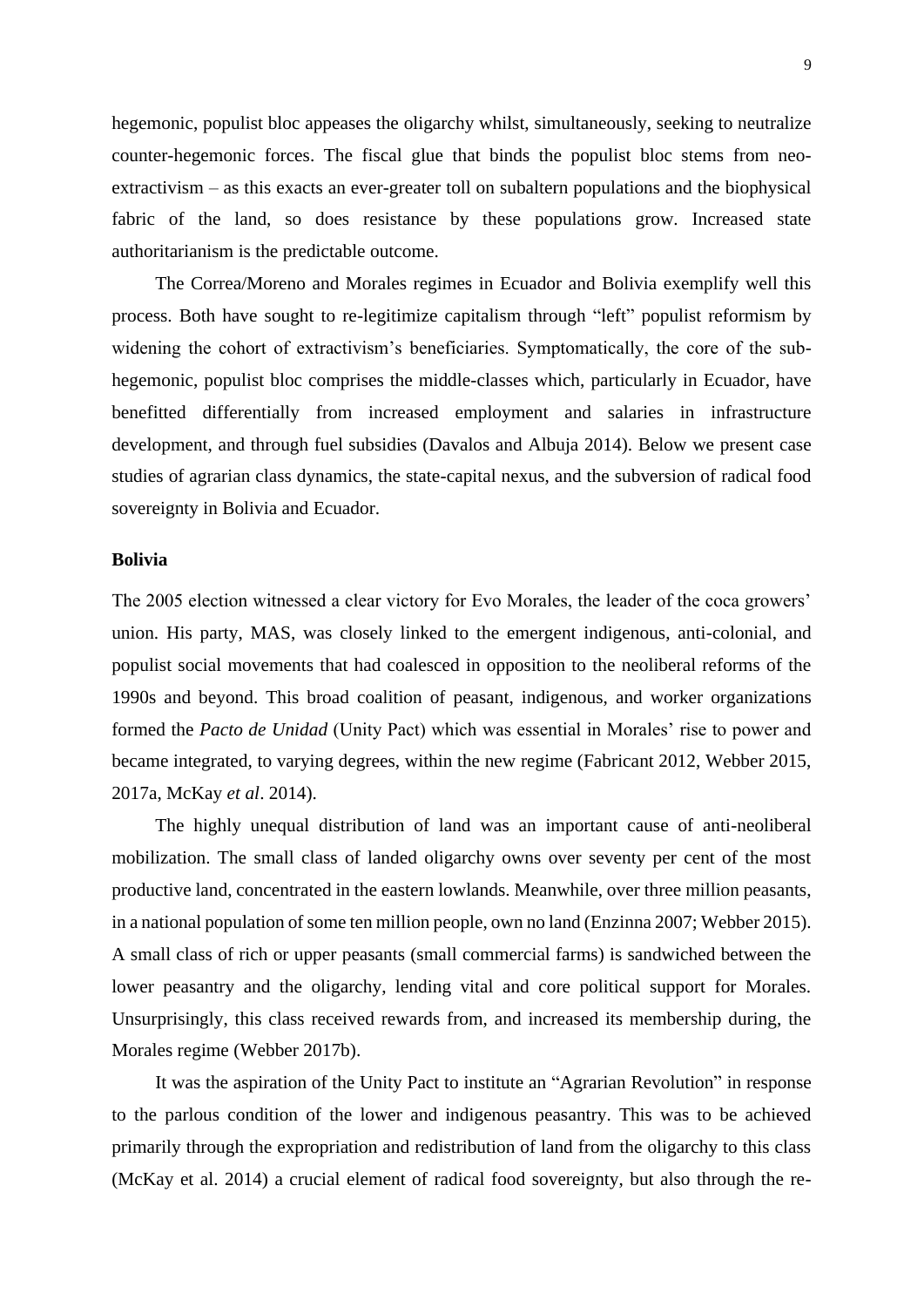hegemonic, populist bloc appeases the oligarchy whilst, simultaneously, seeking to neutralize counter-hegemonic forces. The fiscal glue that binds the populist bloc stems from neo-extractivism – as this exacts an ever-greater toll on subaltern populations and the biophysical fabric of the land, so does resistance by these populations grow. Increased state authoritarianism is the predictable outcome.

The Correa/Moreno and Morales regimes in Ecuador and Bolivia exemplify well this process. Both have sought to re-legitimize capitalism through "left" populist reformism by widening the cohort of extractivism's beneficiaries. Symptomatically, the core of the sub-hegemonic, populist bloc comprises the middle-classes which, particularly in Ecuador, have benefitted differentially from increased employment and salaries in infrastructure development, and through fuel subsidies (Davalos and Albuja 2014). Below we present case studies of agrarian class dynamics, the state-capital nexus, and the subversion of radical food sovereignty in Bolivia and Ecuador.

## Bolivia

The 2005 election witnessed a clear victory for Evo Morales, the leader of the coca growers' union. His party, MAS, was closely linked to the emergent indigenous, anti-colonial, and populist social movements that had coalesced in opposition to the neoliberal reforms of the 1990s and beyond. This broad coalition of peasant, indigenous, and worker organizations formed the *Pacto de Unidad* (Unity Pact) which was essential in Morales' rise to power and became integrated, to varying degrees, within the new regime (Fabricant 2012, Webber 2015, 2017a, McKay *et al*. 2014).

The highly unequal distribution of land was an important cause of anti-neoliberal mobilization. The small class of landed oligarchy owns over seventy per cent of the most productive land, concentrated in the eastern lowlands. Meanwhile, over three million peasants, in a national population of some ten million people, own no land (Enzinna 2007; Webber 2015). A small class of rich or upper peasants (small commercial farms) is sandwiched between the lower peasantry and the oligarchy, lending vital and core political support for Morales. Unsurprisingly, this class received rewards from, and increased its membership during, the Morales regime (Webber 2017b).

It was the aspiration of the Unity Pact to institute an "Agrarian Revolution" in response to the parlous condition of the lower and indigenous peasantry. This was to be achieved primarily through the expropriation and redistribution of land from the oligarchy to this class (McKay et al. 2014) a crucial element of radical food sovereignty, but also through the re-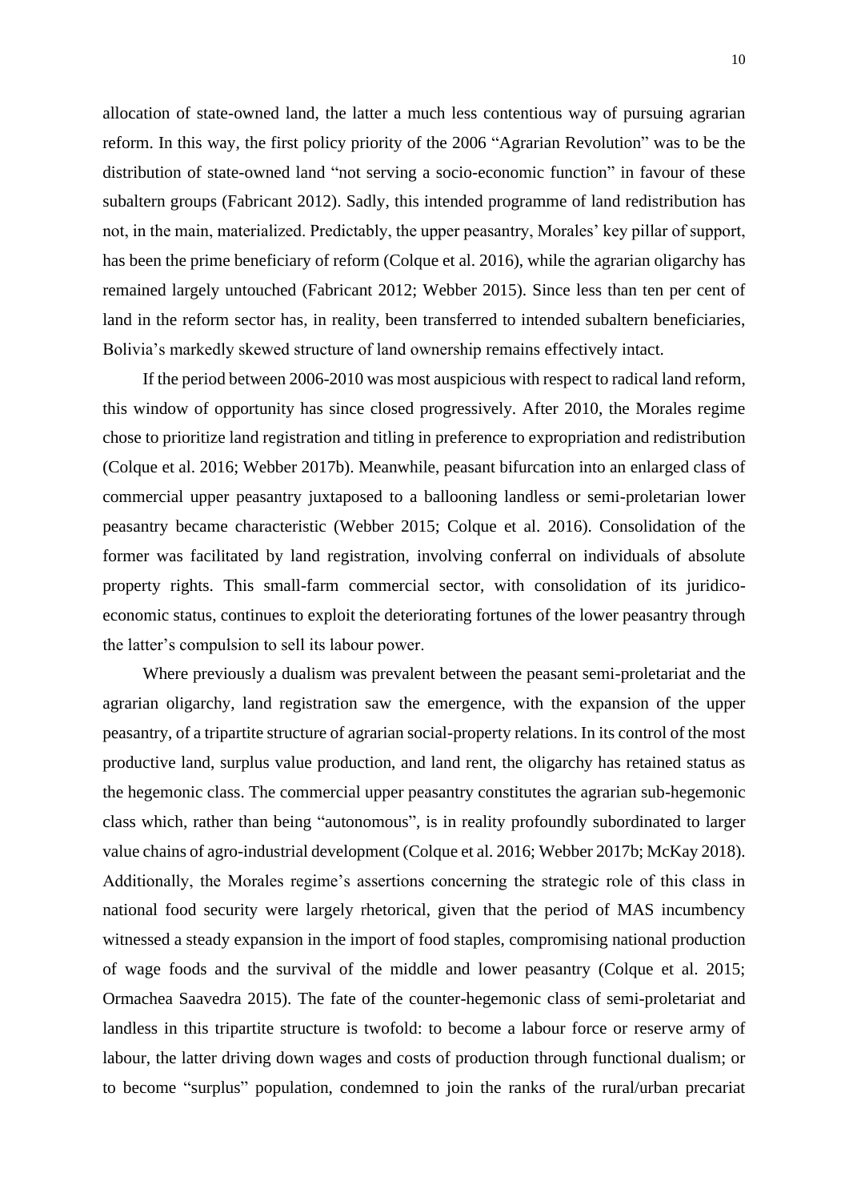allocation of state-owned land, the latter a much less contentious way of pursuing agrarian reform. In this way, the first policy priority of the 2006 "Agrarian Revolution" was to be the distribution of state-owned land "not serving a socio-economic function" in favour of these subaltern groups (Fabricant 2012). Sadly, this intended programme of land redistribution has not, in the main, materialized. Predictably, the upper peasantry, Morales' key pillar of support, has been the prime beneficiary of reform (Colque et al. 2016), while the agrarian oligarchy has remained largely untouched (Fabricant 2012; Webber 2015). Since less than ten per cent of land in the reform sector has, in reality, been transferred to intended subaltern beneficiaries, Bolivia's markedly skewed structure of land ownership remains effectively intact.

If the period between 2006-2010 was most auspicious with respect to radical land reform, this window of opportunity has since closed progressively. After 2010, the Morales regime chose to prioritize land registration and titling in preference to expropriation and redistribution (Colque et al. 2016; Webber 2017b). Meanwhile, peasant bifurcation into an enlarged class of commercial upper peasantry juxtaposed to a ballooning landless or semi-proletarian lower peasantry became characteristic (Webber 2015; Colque et al. 2016). Consolidation of the former was facilitated by land registration, involving conferral on individuals of absolute property rights. This small-farm commercial sector, with consolidation of its juridico-economic status, continues to exploit the deteriorating fortunes of the lower peasantry through the latter's compulsion to sell its labour power.

Where previously a dualism was prevalent between the peasant semi-proletariat and the agrarian oligarchy, land registration saw the emergence, with the expansion of the upper peasantry, of a tripartite structure of agrarian social-property relations. In its control of the most productive land, surplus value production, and land rent, the oligarchy has retained status as the hegemonic class. The commercial upper peasantry constitutes the agrarian sub-hegemonic class which, rather than being "autonomous", is in reality profoundly subordinated to larger value chains of agro-industrial development (Colque et al. 2016; Webber 2017b; McKay 2018). Additionally, the Morales regime's assertions concerning the strategic role of this class in national food security were largely rhetorical, given that the period of MAS incumbency witnessed a steady expansion in the import of food staples, compromising national production of wage foods and the survival of the middle and lower peasantry (Colque et al. 2015; Ormachea Saavedra 2015). The fate of the counter-hegemonic class of semi-proletariat and landless in this tripartite structure is twofold: to become a labour force or reserve army of labour, the latter driving down wages and costs of production through functional dualism; or to become "surplus" population, condemned to join the ranks of the rural/urban precariat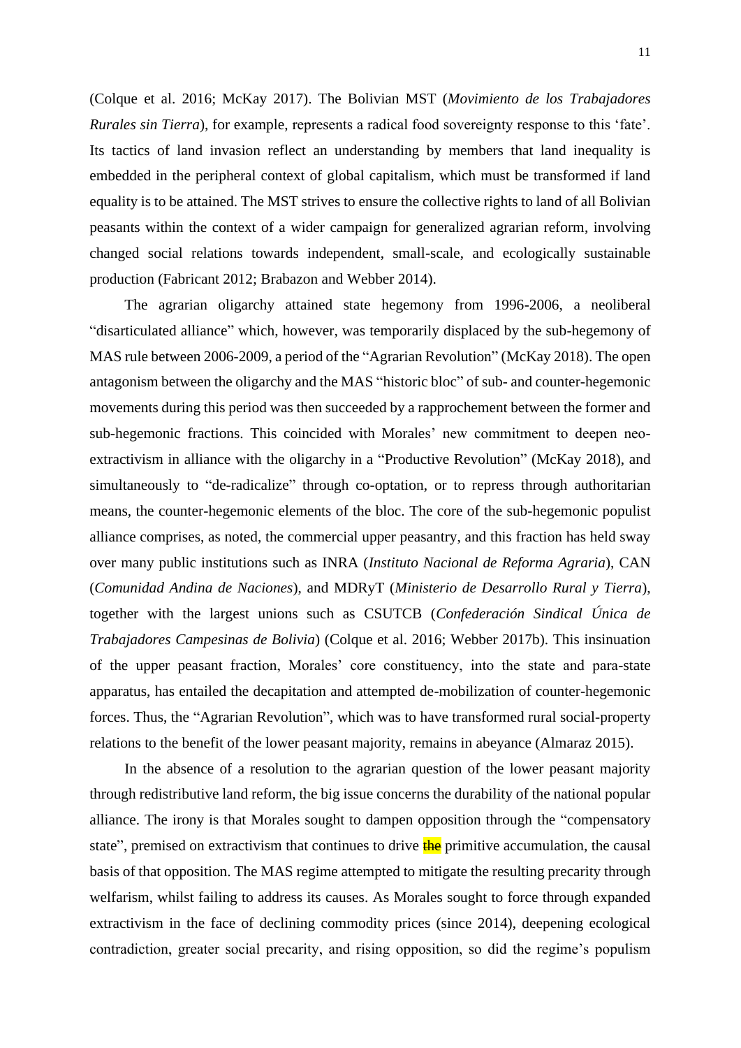(Colque et al. 2016; McKay 2017). The Bolivian MST (*Movimiento de los Trabajadores Rurales sin Tierra*), for example, represents a radical food sovereignty response to this 'fate'. Its tactics of land invasion reflect an understanding by members that land inequality is embedded in the peripheral context of global capitalism, which must be transformed if land equality is to be attained. The MST strives to ensure the collective rights to land of all Bolivian peasants within the context of a wider campaign for generalized agrarian reform, involving changed social relations towards independent, small-scale, and ecologically sustainable production (Fabricant 2012; Brabazon and Webber 2014).

The agrarian oligarchy attained state hegemony from 1996-2006, a neoliberal "disarticulated alliance" which, however, was temporarily displaced by the sub-hegemony of MAS rule between 2006-2009, a period of the "Agrarian Revolution" (McKay 2018). The open antagonism between the oligarchy and the MAS "historic bloc" of sub- and counter-hegemonic movements during this period was then succeeded by a rapprochement between the former and sub-hegemonic fractions. This coincided with Morales' new commitment to deepen neo-extractivism in alliance with the oligarchy in a "Productive Revolution" (McKay 2018), and simultaneously to "de-radicalize" through co-optation, or to repress through authoritarian means, the counter-hegemonic elements of the bloc. The core of the sub-hegemonic populist alliance comprises, as noted, the commercial upper peasantry, and this fraction has held sway over many public institutions such as INRA (*Instituto Nacional de Reforma Agraria*), CAN (*Comunidad Andina de Naciones*), and MDRyT (*Ministerio de Desarrollo Rural y Tierra*), together with the largest unions such as CSUTCB (*Confederación Sindical Única de Trabajadores Campesinas de Bolivia*) (Colque et al. 2016; Webber 2017b). This insinuation of the upper peasant fraction, Morales' core constituency, into the state and para-state apparatus, has entailed the decapitation and attempted de-mobilization of counter-hegemonic forces. Thus, the "Agrarian Revolution", which was to have transformed rural social-property relations to the benefit of the lower peasant majority, remains in abeyance (Almaraz 2015).

In the absence of a resolution to the agrarian question of the lower peasant majority through redistributive land reform, the big issue concerns the durability of the national popular alliance. The irony is that Morales sought to dampen opposition through the "compensatory state", premised on extractivism that continues to drive ~~the~~ primitive accumulation, the causal basis of that opposition. The MAS regime attempted to mitigate the resulting precarity through welfarism, whilst failing to address its causes. As Morales sought to force through expanded extractivism in the face of declining commodity prices (since 2014), deepening ecological contradiction, greater social precarity, and rising opposition, so did the regime's populism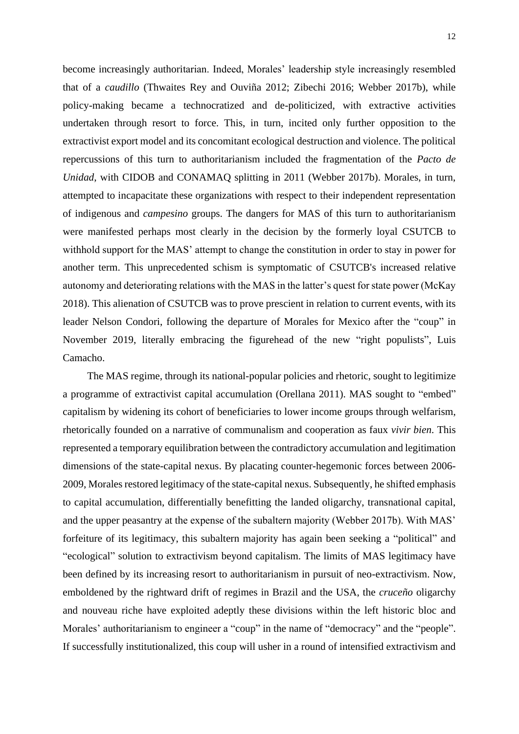become increasingly authoritarian. Indeed, Morales' leadership style increasingly resembled that of a *caudillo* (Thwaites Rey and Ouviña 2012; Zibechi 2016; Webber 2017b), while policy-making became a technocratized and de-politicized, with extractive activities undertaken through resort to force. This, in turn, incited only further opposition to the extractivist export model and its concomitant ecological destruction and violence. The political repercussions of this turn to authoritarianism included the fragmentation of the *Pacto de Unidad*, with CIDOB and CONAMAQ splitting in 2011 (Webber 2017b). Morales, in turn, attempted to incapacitate these organizations with respect to their independent representation of indigenous and *campesino* groups. The dangers for MAS of this turn to authoritarianism were manifested perhaps most clearly in the decision by the formerly loyal CSUTCB to withhold support for the MAS' attempt to change the constitution in order to stay in power for another term. This unprecedented schism is symptomatic of CSUTCB's increased relative autonomy and deteriorating relations with the MAS in the latter's quest for state power (McKay 2018). This alienation of CSUTCB was to prove prescient in relation to current events, with its leader Nelson Condori, following the departure of Morales for Mexico after the "coup" in November 2019, literally embracing the figurehead of the new "right populists", Luis Camacho.

The MAS regime, through its national-popular policies and rhetoric, sought to legitimize a programme of extractivist capital accumulation (Orellana 2011). MAS sought to "embed" capitalism by widening its cohort of beneficiaries to lower income groups through welfarism, rhetorically founded on a narrative of communalism and cooperation as faux *vivir bien*. This represented a temporary equilibration between the contradictory accumulation and legitimation dimensions of the state-capital nexus. By placating counter-hegemonic forces between 2006-2009, Morales restored legitimacy of the state-capital nexus. Subsequently, he shifted emphasis to capital accumulation, differentially benefitting the landed oligarchy, transnational capital, and the upper peasantry at the expense of the subaltern majority (Webber 2017b). With MAS' forfeiture of its legitimacy, this subaltern majority has again been seeking a "political" and "ecological" solution to extractivism beyond capitalism. The limits of MAS legitimacy have been defined by its increasing resort to authoritarianism in pursuit of neo-extractivism. Now, emboldened by the rightward drift of regimes in Brazil and the USA, the *cruceño* oligarchy and nouveau riche have exploited adeptly these divisions within the left historic bloc and Morales' authoritarianism to engineer a "coup" in the name of "democracy" and the "people". If successfully institutionalized, this coup will usher in a round of intensified extractivism and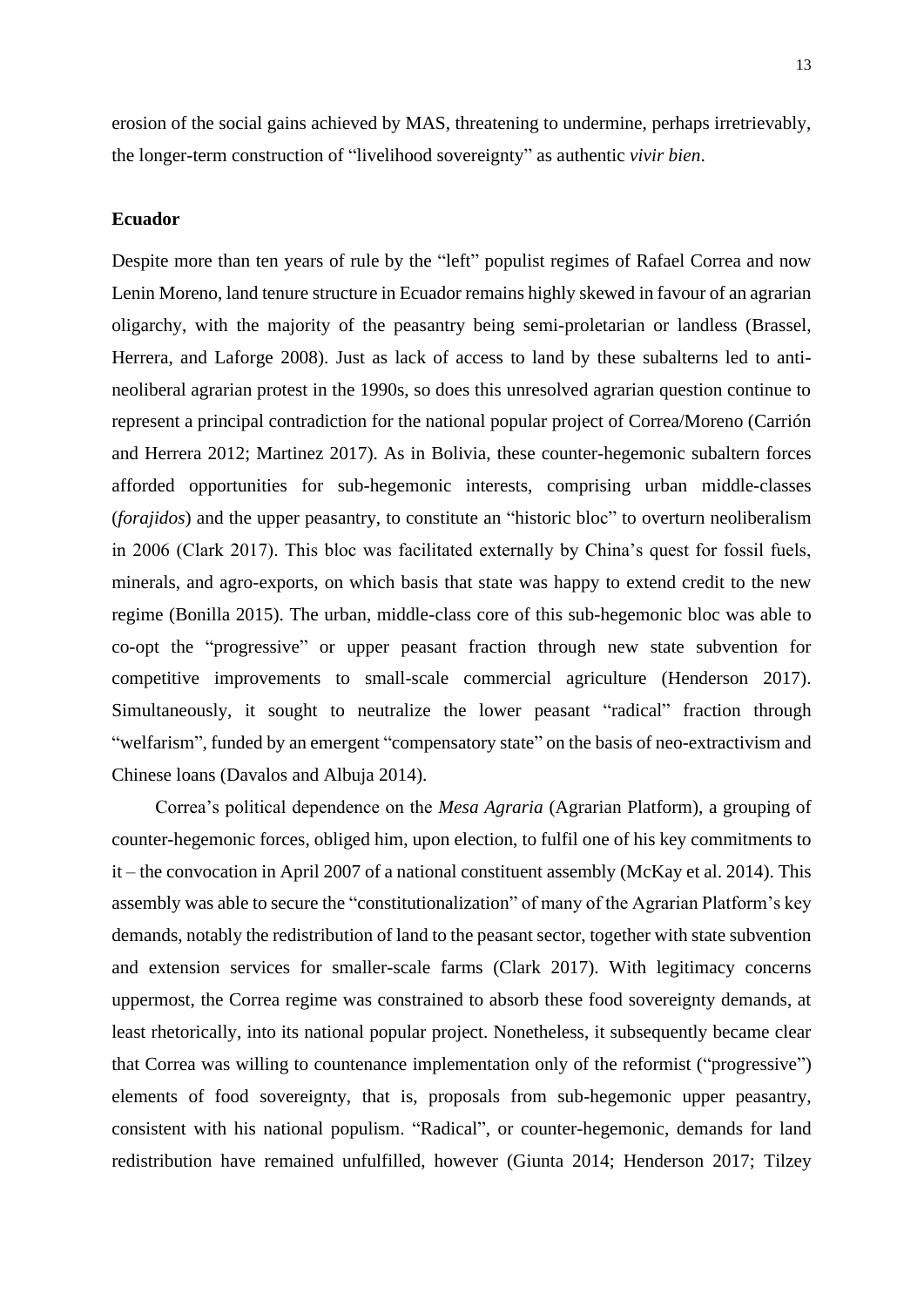erosion of the social gains achieved by MAS, threatening to undermine, perhaps irretrievably, the longer-term construction of "livelihood sovereignty" as authentic *vivir bien*.

**Ecuador**

Despite more than ten years of rule by the "left" populist regimes of Rafael Correa and now Lenin Moreno, land tenure structure in Ecuador remains highly skewed in favour of an agrarian oligarchy, with the majority of the peasantry being semi-proletarian or landless (Brassel, Herrera, and Laforge 2008). Just as lack of access to land by these subalterns led to anti-neoliberal agrarian protest in the 1990s, so does this unresolved agrarian question continue to represent a principal contradiction for the national popular project of Correa/Moreno (Carrión and Herrera 2012; Martinez 2017). As in Bolivia, these counter-hegemonic subaltern forces afforded opportunities for sub-hegemonic interests, comprising urban middle-classes (*forajidos*) and the upper peasantry, to constitute an "historic bloc" to overturn neoliberalism in 2006 (Clark 2017). This bloc was facilitated externally by China's quest for fossil fuels, minerals, and agro-exports, on which basis that state was happy to extend credit to the new regime (Bonilla 2015). The urban, middle-class core of this sub-hegemonic bloc was able to co-opt the "progressive" or upper peasant fraction through new state subvention for competitive improvements to small-scale commercial agriculture (Henderson 2017). Simultaneously, it sought to neutralize the lower peasant "radical" fraction through "welfarism", funded by an emergent "compensatory state" on the basis of neo-extractivism and Chinese loans (Davalos and Albuja 2014).

Correa's political dependence on the *Mesa Agraria* (Agrarian Platform), a grouping of counter-hegemonic forces, obliged him, upon election, to fulfil one of his key commitments to it – the convocation in April 2007 of a national constituent assembly (McKay et al. 2014). This assembly was able to secure the "constitutionalization" of many of the Agrarian Platform's key demands, notably the redistribution of land to the peasant sector, together with state subvention and extension services for smaller-scale farms (Clark 2017). With legitimacy concerns uppermost, the Correa regime was constrained to absorb these food sovereignty demands, at least rhetorically, into its national popular project. Nonetheless, it subsequently became clear that Correa was willing to countenance implementation only of the reformist ("progressive") elements of food sovereignty, that is, proposals from sub-hegemonic upper peasantry, consistent with his national populism. "Radical", or counter-hegemonic, demands for land redistribution have remained unfulfilled, however (Giunta 2014; Henderson 2017; Tilzey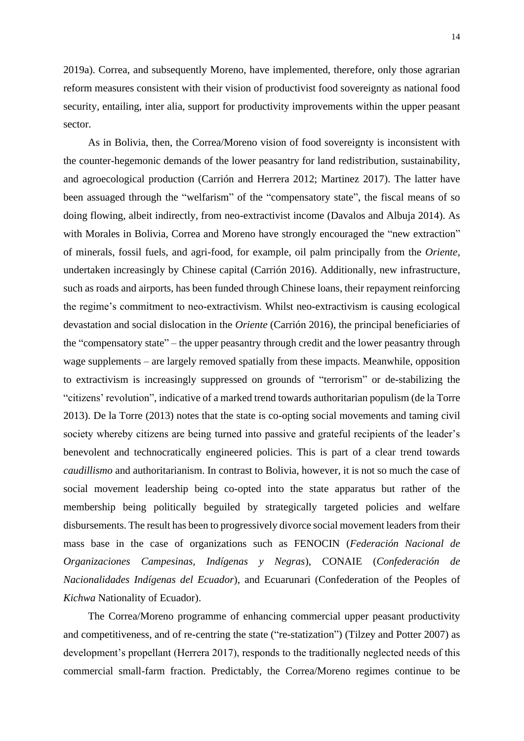2019a). Correa, and subsequently Moreno, have implemented, therefore, only those agrarian reform measures consistent with their vision of productivist food sovereignty as national food security, entailing, inter alia, support for productivity improvements within the upper peasant sector.

As in Bolivia, then, the Correa/Moreno vision of food sovereignty is inconsistent with the counter-hegemonic demands of the lower peasantry for land redistribution, sustainability, and agroecological production (Carrión and Herrera 2012; Martinez 2017). The latter have been assuaged through the "welfarism" of the "compensatory state", the fiscal means of so doing flowing, albeit indirectly, from neo-extractivist income (Davalos and Albuja 2014). As with Morales in Bolivia, Correa and Moreno have strongly encouraged the "new extraction" of minerals, fossil fuels, and agri-food, for example, oil palm principally from the *Oriente*, undertaken increasingly by Chinese capital (Carrión 2016). Additionally, new infrastructure, such as roads and airports, has been funded through Chinese loans, their repayment reinforcing the regime's commitment to neo-extractivism. Whilst neo-extractivism is causing ecological devastation and social dislocation in the *Oriente* (Carrión 2016), the principal beneficiaries of the "compensatory state" – the upper peasantry through credit and the lower peasantry through wage supplements – are largely removed spatially from these impacts. Meanwhile, opposition to extractivism is increasingly suppressed on grounds of "terrorism" or de-stabilizing the "citizens' revolution", indicative of a marked trend towards authoritarian populism (de la Torre 2013). De la Torre (2013) notes that the state is co-opting social movements and taming civil society whereby citizens are being turned into passive and grateful recipients of the leader's benevolent and technocratically engineered policies. This is part of a clear trend towards *caudillismo* and authoritarianism. In contrast to Bolivia, however, it is not so much the case of social movement leadership being co-opted into the state apparatus but rather of the membership being politically beguiled by strategically targeted policies and welfare disbursements. The result has been to progressively divorce social movement leaders from their mass base in the case of organizations such as FENOCIN (*Federación Nacional de Organizaciones Campesinas, Indígenas y Negras*), CONAIE (*Confederación de Nacionalidades Indígenas del Ecuador*), and Ecuarunari (Confederation of the Peoples of *Kichwa* Nationality of Ecuador).

The Correa/Moreno programme of enhancing commercial upper peasant productivity and competitiveness, and of re-centring the state ("re-statization") (Tilzey and Potter 2007) as development's propellant (Herrera 2017), responds to the traditionally neglected needs of this commercial small-farm fraction. Predictably, the Correa/Moreno regimes continue to be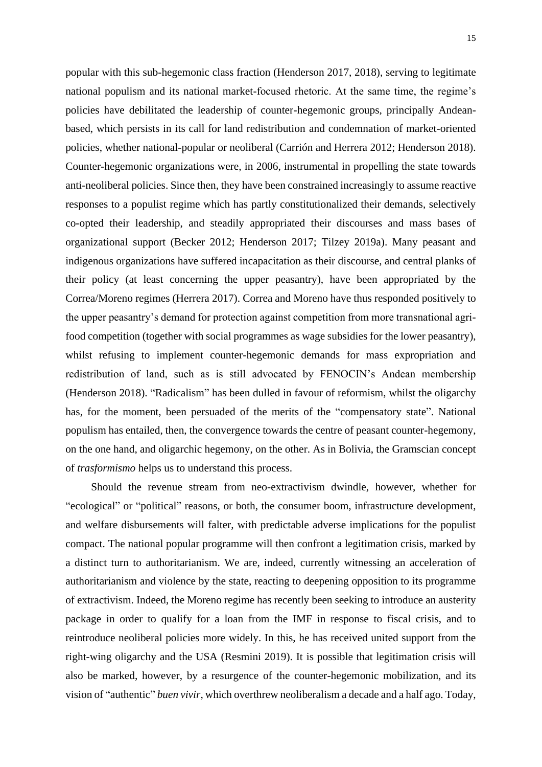popular with this sub-hegemonic class fraction (Henderson 2017, 2018), serving to legitimate national populism and its national market-focused rhetoric. At the same time, the regime's policies have debilitated the leadership of counter-hegemonic groups, principally Andean-based, which persists in its call for land redistribution and condemnation of market-oriented policies, whether national-popular or neoliberal (Carrión and Herrera 2012; Henderson 2018). Counter-hegemonic organizations were, in 2006, instrumental in propelling the state towards anti-neoliberal policies. Since then, they have been constrained increasingly to assume reactive responses to a populist regime which has partly constitutionalized their demands, selectively co-opted their leadership, and steadily appropriated their discourses and mass bases of organizational support (Becker 2012; Henderson 2017; Tilzey 2019a). Many peasant and indigenous organizations have suffered incapacitation as their discourse, and central planks of their policy (at least concerning the upper peasantry), have been appropriated by the Correa/Moreno regimes (Herrera 2017). Correa and Moreno have thus responded positively to the upper peasantry's demand for protection against competition from more transnational agri-food competition (together with social programmes as wage subsidies for the lower peasantry), whilst refusing to implement counter-hegemonic demands for mass expropriation and redistribution of land, such as is still advocated by FENOCIN's Andean membership (Henderson 2018). "Radicalism" has been dulled in favour of reformism, whilst the oligarchy has, for the moment, been persuaded of the merits of the "compensatory state". National populism has entailed, then, the convergence towards the centre of peasant counter-hegemony, on the one hand, and oligarchic hegemony, on the other. As in Bolivia, the Gramscian concept of *trasformismo* helps us to understand this process.

Should the revenue stream from neo-extractivism dwindle, however, whether for "ecological" or "political" reasons, or both, the consumer boom, infrastructure development, and welfare disbursements will falter, with predictable adverse implications for the populist compact. The national popular programme will then confront a legitimation crisis, marked by a distinct turn to authoritarianism. We are, indeed, currently witnessing an acceleration of authoritarianism and violence by the state, reacting to deepening opposition to its programme of extractivism. Indeed, the Moreno regime has recently been seeking to introduce an austerity package in order to qualify for a loan from the IMF in response to fiscal crisis, and to reintroduce neoliberal policies more widely. In this, he has received united support from the right-wing oligarchy and the USA (Resmini 2019). It is possible that legitimation crisis will also be marked, however, by a resurgence of the counter-hegemonic mobilization, and its vision of "authentic" *buen vivir*, which overthrew neoliberalism a decade and a half ago. Today,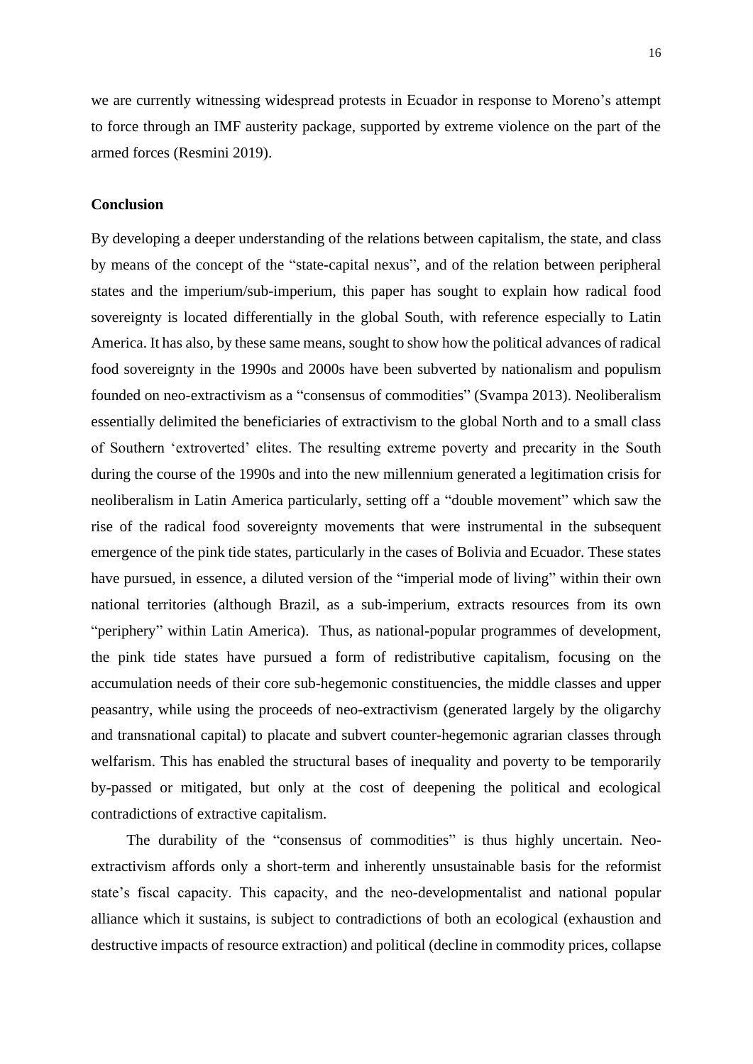we are currently witnessing widespread protests in Ecuador in response to Moreno's attempt to force through an IMF austerity package, supported by extreme violence on the part of the armed forces (Resmini 2019).

## Conclusion

By developing a deeper understanding of the relations between capitalism, the state, and class by means of the concept of the "state-capital nexus", and of the relation between peripheral states and the imperium/sub-imperium, this paper has sought to explain how radical food sovereignty is located differentially in the global South, with reference especially to Latin America. It has also, by these same means, sought to show how the political advances of radical food sovereignty in the 1990s and 2000s have been subverted by nationalism and populism founded on neo-extractivism as a "consensus of commodities" (Svampa 2013). Neoliberalism essentially delimited the beneficiaries of extractivism to the global North and to a small class of Southern 'extroverted' elites. The resulting extreme poverty and precarity in the South during the course of the 1990s and into the new millennium generated a legitimation crisis for neoliberalism in Latin America particularly, setting off a "double movement" which saw the rise of the radical food sovereignty movements that were instrumental in the subsequent emergence of the pink tide states, particularly in the cases of Bolivia and Ecuador. These states have pursued, in essence, a diluted version of the "imperial mode of living" within their own national territories (although Brazil, as a sub-imperium, extracts resources from its own "periphery" within Latin America). Thus, as national-popular programmes of development, the pink tide states have pursued a form of redistributive capitalism, focusing on the accumulation needs of their core sub-hegemonic constituencies, the middle classes and upper peasantry, while using the proceeds of neo-extractivism (generated largely by the oligarchy and transnational capital) to placate and subvert counter-hegemonic agrarian classes through welfarism. This has enabled the structural bases of inequality and poverty to be temporarily by-passed or mitigated, but only at the cost of deepening the political and ecological contradictions of extractive capitalism.

The durability of the "consensus of commodities" is thus highly uncertain. Neo-extractivism affords only a short-term and inherently unsustainable basis for the reformist state's fiscal capacity. This capacity, and the neo-developmentalist and national popular alliance which it sustains, is subject to contradictions of both an ecological (exhaustion and destructive impacts of resource extraction) and political (decline in commodity prices, collapse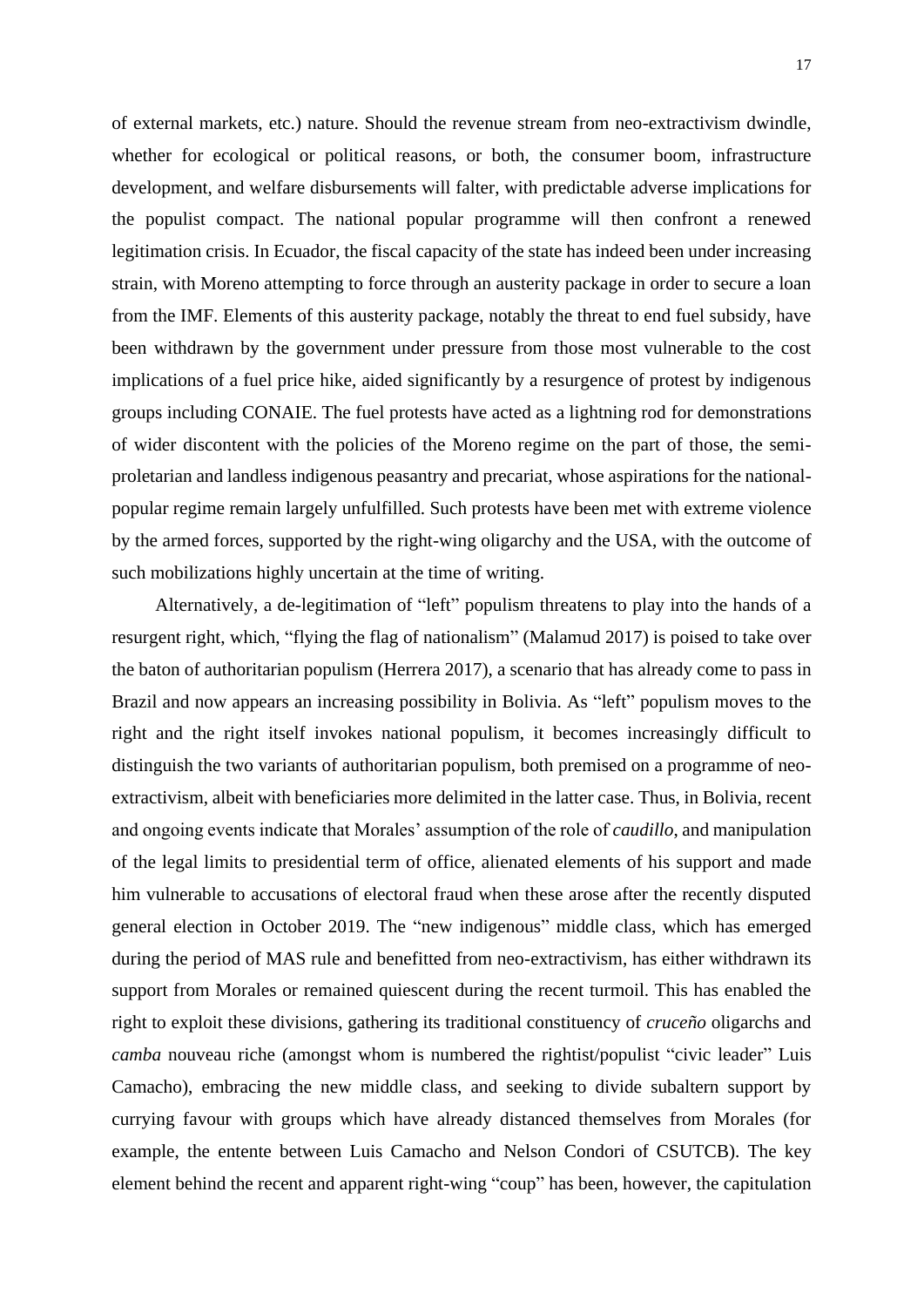of external markets, etc.) nature. Should the revenue stream from neo-extractivism dwindle, whether for ecological or political reasons, or both, the consumer boom, infrastructure development, and welfare disbursements will falter, with predictable adverse implications for the populist compact. The national popular programme will then confront a renewed legitimation crisis. In Ecuador, the fiscal capacity of the state has indeed been under increasing strain, with Moreno attempting to force through an austerity package in order to secure a loan from the IMF. Elements of this austerity package, notably the threat to end fuel subsidy, have been withdrawn by the government under pressure from those most vulnerable to the cost implications of a fuel price hike, aided significantly by a resurgence of protest by indigenous groups including CONAIE. The fuel protests have acted as a lightning rod for demonstrations of wider discontent with the policies of the Moreno regime on the part of those, the semi-proletarian and landless indigenous peasantry and precariat, whose aspirations for the national-popular regime remain largely unfulfilled. Such protests have been met with extreme violence by the armed forces, supported by the right-wing oligarchy and the USA, with the outcome of such mobilizations highly uncertain at the time of writing.

Alternatively, a de-legitimation of "left" populism threatens to play into the hands of a resurgent right, which, "flying the flag of nationalism" (Malamud 2017) is poised to take over the baton of authoritarian populism (Herrera 2017), a scenario that has already come to pass in Brazil and now appears an increasing possibility in Bolivia. As "left" populism moves to the right and the right itself invokes national populism, it becomes increasingly difficult to distinguish the two variants of authoritarian populism, both premised on a programme of neo-extractivism, albeit with beneficiaries more delimited in the latter case. Thus, in Bolivia, recent and ongoing events indicate that Morales' assumption of the role of *caudillo*, and manipulation of the legal limits to presidential term of office, alienated elements of his support and made him vulnerable to accusations of electoral fraud when these arose after the recently disputed general election in October 2019. The "new indigenous" middle class, which has emerged during the period of MAS rule and benefitted from neo-extractivism, has either withdrawn its support from Morales or remained quiescent during the recent turmoil. This has enabled the right to exploit these divisions, gathering its traditional constituency of *cruceño* oligarchs and *camba* nouveau riche (amongst whom is numbered the rightist/populist "civic leader" Luis Camacho), embracing the new middle class, and seeking to divide subaltern support by currying favour with groups which have already distanced themselves from Morales (for example, the entente between Luis Camacho and Nelson Condori of CSUTCB). The key element behind the recent and apparent right-wing "coup" has been, however, the capitulation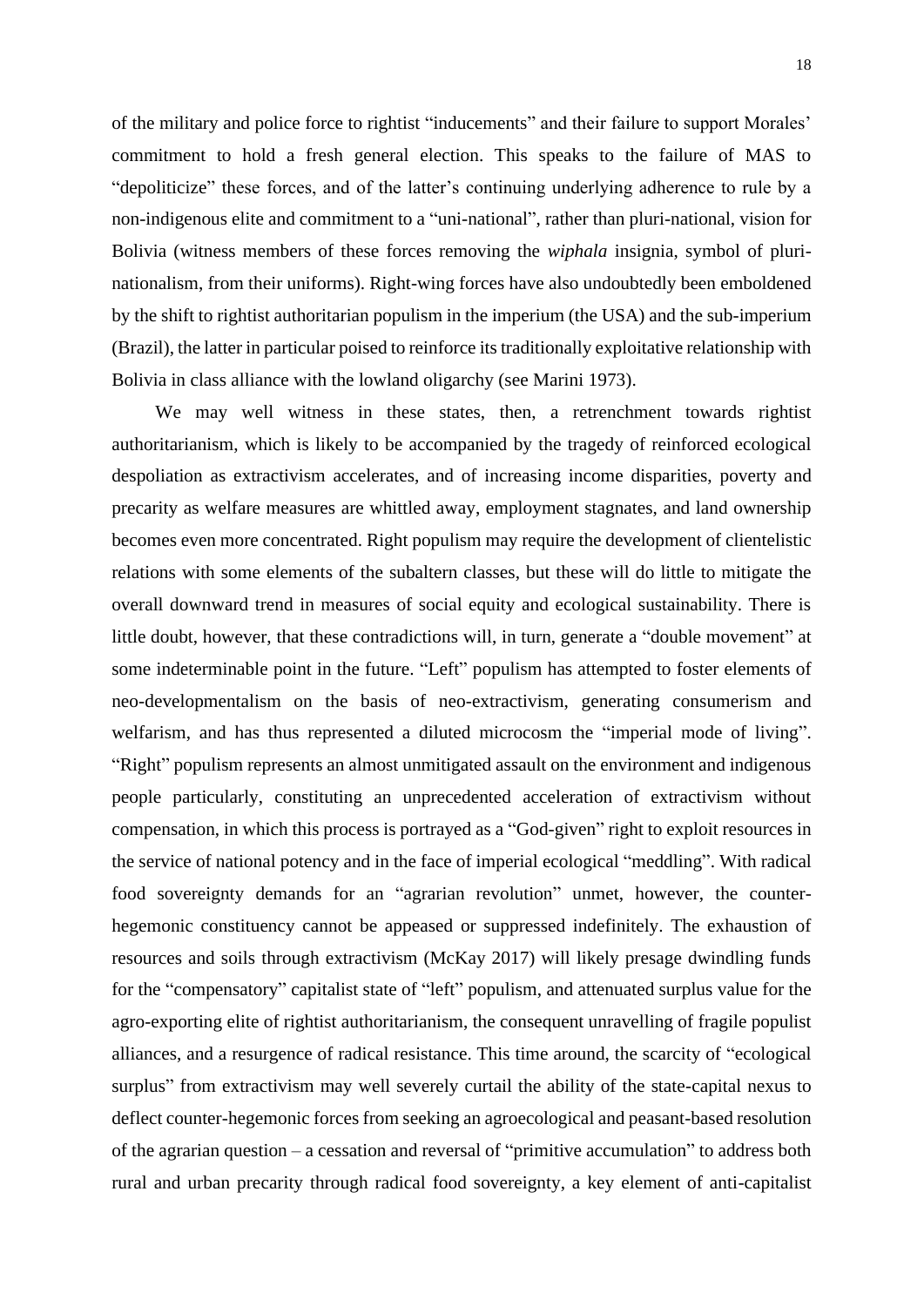of the military and police force to rightist "inducements" and their failure to support Morales' commitment to hold a fresh general election. This speaks to the failure of MAS to "depoliticize" these forces, and of the latter's continuing underlying adherence to rule by a non-indigenous elite and commitment to a "uni-national", rather than pluri-national, vision for Bolivia (witness members of these forces removing the *wiphala* insignia, symbol of pluri-nationalism, from their uniforms). Right-wing forces have also undoubtedly been emboldened by the shift to rightist authoritarian populism in the imperium (the USA) and the sub-imperium (Brazil), the latter in particular poised to reinforce its traditionally exploitative relationship with Bolivia in class alliance with the lowland oligarchy (see Marini 1973).

We may well witness in these states, then, a retrenchment towards rightist authoritarianism, which is likely to be accompanied by the tragedy of reinforced ecological despoliation as extractivism accelerates, and of increasing income disparities, poverty and precarity as welfare measures are whittled away, employment stagnates, and land ownership becomes even more concentrated. Right populism may require the development of clientelistic relations with some elements of the subaltern classes, but these will do little to mitigate the overall downward trend in measures of social equity and ecological sustainability. There is little doubt, however, that these contradictions will, in turn, generate a "double movement" at some indeterminable point in the future. "Left" populism has attempted to foster elements of neo-developmentalism on the basis of neo-extractivism, generating consumerism and welfarism, and has thus represented a diluted microcosm the "imperial mode of living". "Right" populism represents an almost unmitigated assault on the environment and indigenous people particularly, constituting an unprecedented acceleration of extractivism without compensation, in which this process is portrayed as a "God-given" right to exploit resources in the service of national potency and in the face of imperial ecological "meddling". With radical food sovereignty demands for an "agrarian revolution" unmet, however, the counter-hegemonic constituency cannot be appeased or suppressed indefinitely. The exhaustion of resources and soils through extractivism (McKay 2017) will likely presage dwindling funds for the "compensatory" capitalist state of "left" populism, and attenuated surplus value for the agro-exporting elite of rightist authoritarianism, the consequent unravelling of fragile populist alliances, and a resurgence of radical resistance. This time around, the scarcity of "ecological surplus" from extractivism may well severely curtail the ability of the state-capital nexus to deflect counter-hegemonic forces from seeking an agroecological and peasant-based resolution of the agrarian question – a cessation and reversal of "primitive accumulation" to address both rural and urban precarity through radical food sovereignty, a key element of anti-capitalist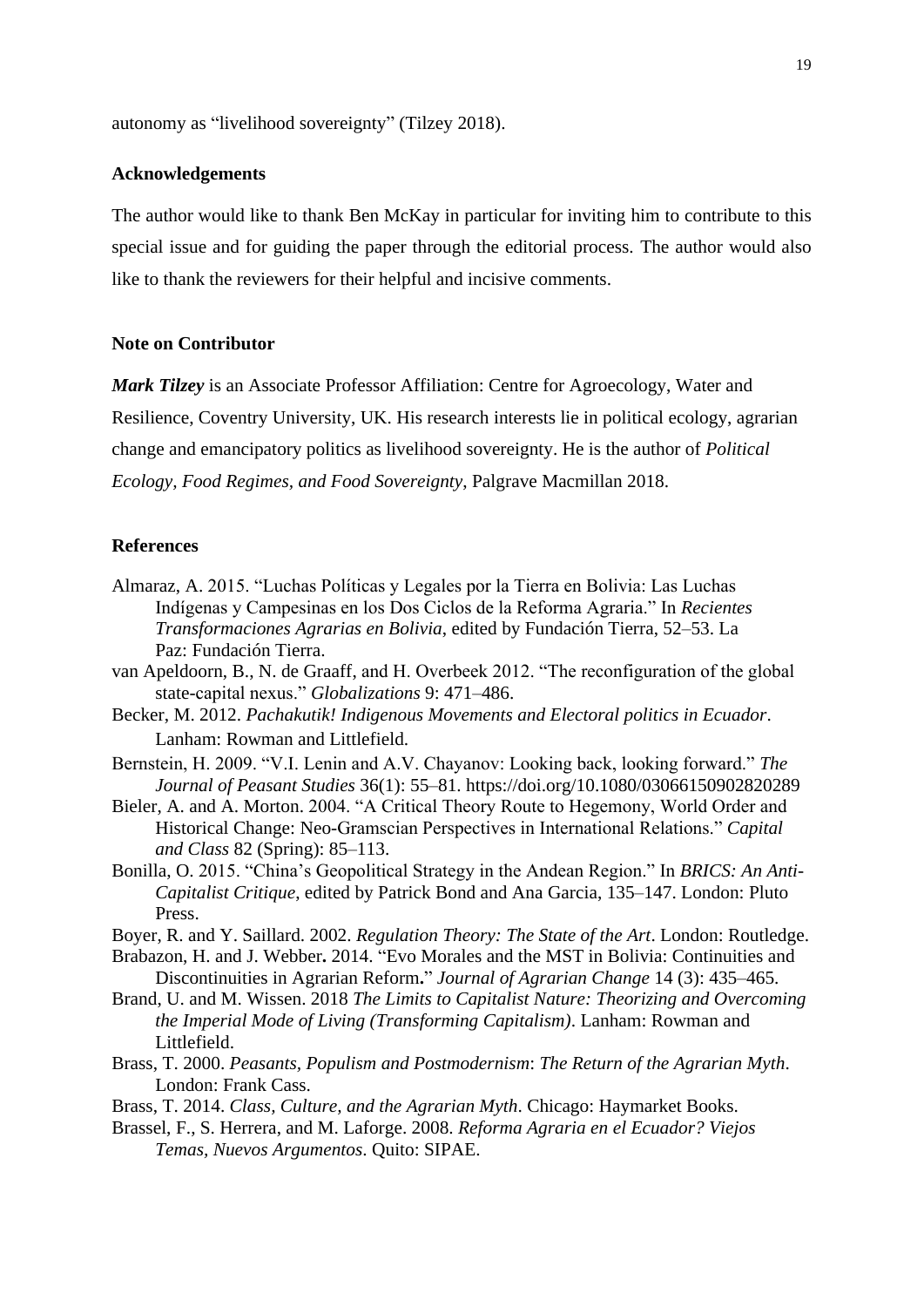autonomy as "livelihood sovereignty" (Tilzey 2018).

## Acknowledgements

The author would like to thank Ben McKay in particular for inviting him to contribute to this special issue and for guiding the paper through the editorial process. The author would also like to thank the reviewers for their helpful and incisive comments.

## Note on Contributor

***Mark Tilzey*** is an Associate Professor Affiliation: Centre for Agroecology, Water and Resilience, Coventry University, UK. His research interests lie in political ecology, agrarian change and emancipatory politics as livelihood sovereignty. He is the author of *Political Ecology, Food Regimes, and Food Sovereignty*, Palgrave Macmillan 2018.

## References

Almaraz, A. 2015. "Luchas Políticas y Legales por la Tierra en Bolivia: Las Luchas Indígenas y Campesinas en los Dos Ciclos de la Reforma Agraria." In *Recientes Transformaciones Agrarias en Bolivia*, edited by Fundación Tierra, 52–53. La Paz: Fundación Tierra.

van Apeldoorn, B., N. de Graaff, and H. Overbeek 2012. "The reconfiguration of the global state-capital nexus." *Globalizations* 9: 471–486.

Becker, M. 2012. *Pachakutik! Indigenous Movements and Electoral politics in Ecuador*. Lanham: Rowman and Littlefield.

Bernstein, H. 2009. "V.I. Lenin and A.V. Chayanov: Looking back, looking forward." *The Journal of Peasant Studies* 36(1): 55–81. https://doi.org/10.1080/03066150902820289

Bieler, A. and A. Morton. 2004. "A Critical Theory Route to Hegemony, World Order and Historical Change: Neo-Gramscian Perspectives in International Relations." *Capital and Class* 82 (Spring): 85–113.

Bonilla, O. 2015. "China's Geopolitical Strategy in the Andean Region." In *BRICS: An Anti-Capitalist Critique*, edited by Patrick Bond and Ana Garcia, 135–147. London: Pluto Press.

Boyer, R. and Y. Saillard. 2002. *Regulation Theory: The State of the Art*. London: Routledge.

Brabazon, H. and J. Webber**.** 2014. "Evo Morales and the MST in Bolivia: Continuities and Discontinuities in Agrarian Reform**.**" *Journal of Agrarian Change* 14 (3): 435–465.

Brand, U. and M. Wissen. 2018 *The Limits to Capitalist Nature: Theorizing and Overcoming the Imperial Mode of Living (Transforming Capitalism)*. Lanham: Rowman and Littlefield.

Brass, T. 2000. *Peasants, Populism and Postmodernism*: *The Return of the Agrarian Myth*. London: Frank Cass.

Brass, T. 2014. *Class, Culture, and the Agrarian Myth*. Chicago: Haymarket Books.

Brassel, F., S. Herrera, and M. Laforge. 2008. *Reforma Agraria en el Ecuador? Viejos Temas, Nuevos Argumentos*. Quito: SIPAE.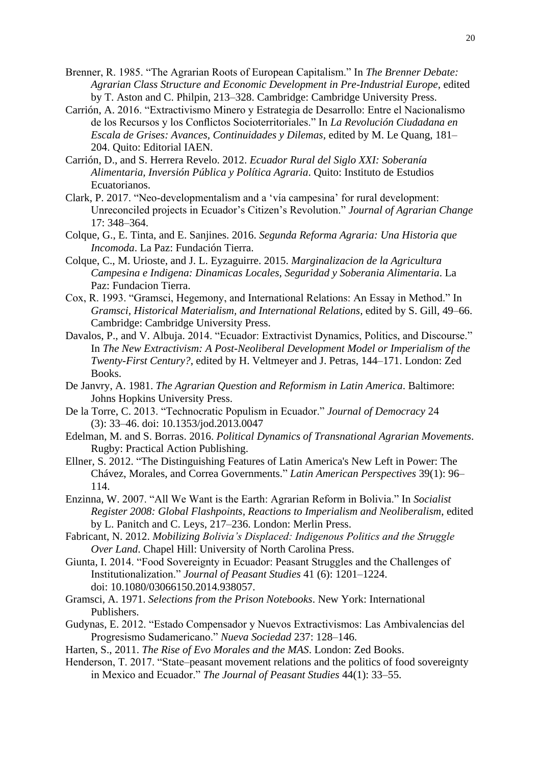Brenner, R. 1985. "The Agrarian Roots of European Capitalism." In *The Brenner Debate: Agrarian Class Structure and Economic Development in Pre-Industrial Europe*, edited by T. Aston and C. Philpin, 213–328. Cambridge: Cambridge University Press.

Carrión, A. 2016. "Extractivismo Minero y Estrategia de Desarrollo: Entre el Nacionalismo de los Recursos y los Conflictos Socioterritoriales." In *La Revolución Ciudadana en Escala de Grises: Avances, Continuidades y Dilemas*, edited by M. Le Quang, 181–204. Quito: Editorial IAEN.

Carrión, D., and S. Herrera Revelo. 2012. *Ecuador Rural del Siglo XXI: Soberanía Alimentaria, Inversión Pública y Política Agraria*. Quito: Instituto de Estudios Ecuatorianos.

Clark, P. 2017. "Neo-developmentalism and a 'vía campesina' for rural development: Unreconciled projects in Ecuador's Citizen's Revolution." *Journal of Agrarian Change* 17: 348–364.

Colque, G., E. Tinta, and E. Sanjines. 2016. *Segunda Reforma Agraria: Una Historia que Incomoda*. La Paz: Fundación Tierra.

Colque, C., M. Urioste, and J. L. Eyzaguirre. 2015. *Marginalizacion de la Agricultura Campesina e Indigena: Dinamicas Locales, Seguridad y Soberania Alimentaria*. La Paz: Fundacion Tierra.

Cox, R. 1993. "Gramsci, Hegemony, and International Relations: An Essay in Method." In *Gramsci, Historical Materialism, and International Relations*, edited by S. Gill, 49–66. Cambridge: Cambridge University Press.

Davalos, P., and V. Albuja. 2014. "Ecuador: Extractivist Dynamics, Politics, and Discourse." In *The New Extractivism: A Post-Neoliberal Development Model or Imperialism of the Twenty-First Century?*, edited by H. Veltmeyer and J. Petras, 144–171. London: Zed Books.

De Janvry, A. 1981. *The Agrarian Question and Reformism in Latin America*. Baltimore: Johns Hopkins University Press.

De la Torre, C. 2013. "Technocratic Populism in Ecuador." *Journal of Democracy* 24 (3): 33–46. doi: 10.1353/jod.2013.0047

Edelman, M. and S. Borras. 2016. *Political Dynamics of Transnational Agrarian Movements*. Rugby: Practical Action Publishing.

Ellner, S. 2012. "The Distinguishing Features of Latin America's New Left in Power: The Chávez, Morales, and Correa Governments." *Latin American Perspectives* 39(1): 96–114.

Enzinna, W. 2007. "All We Want is the Earth: Agrarian Reform in Bolivia." In *Socialist Register 2008: Global Flashpoints, Reactions to Imperialism and Neoliberalism*, edited by L. Panitch and C. Leys, 217–236. London: Merlin Press.

Fabricant, N. 2012. *Mobilizing Bolivia's Displaced: Indigenous Politics and the Struggle Over Land*. Chapel Hill: University of North Carolina Press.

Giunta, I. 2014. "Food Sovereignty in Ecuador: Peasant Struggles and the Challenges of Institutionalization." *Journal of Peasant Studies* 41 (6): 1201–1224. doi: 10.1080/03066150.2014.938057.

Gramsci, A. 1971. *Selections from the Prison Notebooks*. New York: International Publishers.

Gudynas, E. 2012. "Estado Compensador y Nuevos Extractivismos: Las Ambivalencias del Progresismo Sudamericano." *Nueva Sociedad* 237: 128–146.

Harten, S., 2011. *The Rise of Evo Morales and the MAS*. London: Zed Books.

Henderson, T. 2017. "State–peasant movement relations and the politics of food sovereignty in Mexico and Ecuador." *The Journal of Peasant Studies* 44(1): 33–55.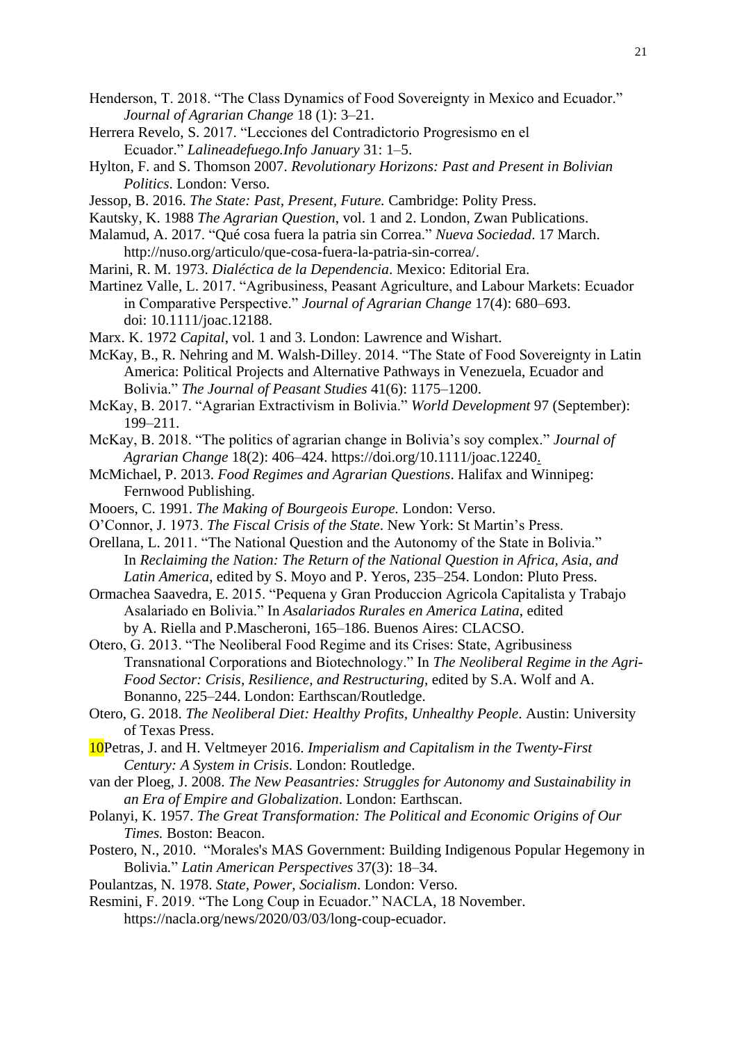Henderson, T. 2018. “The Class Dynamics of Food Sovereignty in Mexico and Ecuador.” *Journal of Agrarian Change* 18 (1): 3–21.

Herrera Revelo, S. 2017. “Lecciones del Contradictorio Progresismo en el Ecuador.” *Lalineadefuego.Info January* 31: 1–5.

Hylton, F. and S. Thomson 2007. *Revolutionary Horizons: Past and Present in Bolivian Politics*. London: Verso.

Jessop, B. 2016. *The State: Past, Present, Future.* Cambridge: Polity Press.

Kautsky, K. 1988 *The Agrarian Question*, vol. 1 and 2. London, Zwan Publications.

Malamud, A. 2017. “Qué cosa fuera la patria sin Correa.” *Nueva Sociedad*. 17 March. http://nuso.org/articulo/que-cosa-fuera-la-patria-sin-correa/.

Marini, R. M. 1973. *Dialéctica de la Dependencia*. Mexico: Editorial Era.

Martinez Valle, L. 2017. “Agribusiness, Peasant Agriculture, and Labour Markets: Ecuador in Comparative Perspective.” *Journal of Agrarian Change* 17(4): 680–693. doi: 10.1111/joac.12188.

Marx. K. 1972 *Capital*, vol. 1 and 3. London: Lawrence and Wishart.

McKay, B., R. Nehring and M. Walsh-Dilley. 2014. “The State of Food Sovereignty in Latin America: Political Projects and Alternative Pathways in Venezuela, Ecuador and Bolivia.” *The Journal of Peasant Studies* 41(6): 1175–1200.

McKay, B. 2017. “Agrarian Extractivism in Bolivia.” *World Development* 97 (September): 199–211.

McKay, B. 2018. “The politics of agrarian change in Bolivia’s soy complex.” *Journal of Agrarian Change* 18(2): 406–424. https://doi.org/10.1111/joac.12240.

McMichael, P. 2013. *Food Regimes and Agrarian Questions*. Halifax and Winnipeg: Fernwood Publishing.

Mooers, C. 1991. *The Making of Bourgeois Europe.* London: Verso.

O’Connor, J. 1973. *The Fiscal Crisis of the State*. New York: St Martin’s Press.

Orellana, L. 2011. “The National Question and the Autonomy of the State in Bolivia.” In *Reclaiming the Nation: The Return of the National Question in Africa, Asia, and Latin America,* edited by S. Moyo and P. Yeros, 235–254. London: Pluto Press.

Ormachea Saavedra, E. 2015. “Pequena y Gran Produccion Agricola Capitalista y Trabajo Asalariado en Bolivia.” In *Asalariados Rurales en America Latina*, edited by A. Riella and P.Mascheroni, 165–186. Buenos Aires: CLACSO.

Otero, G. 2013. “The Neoliberal Food Regime and its Crises: State, Agribusiness Transnational Corporations and Biotechnology.” In *The Neoliberal Regime in the Agri-Food Sector: Crisis, Resilience, and Restructuring*, edited by S.A. Wolf and A. Bonanno, 225–244. London: Earthscan/Routledge.

Otero, G. 2018. *The Neoliberal Diet: Healthy Profits, Unhealthy People*. Austin: University of Texas Press.

10Petras, J. and H. Veltmeyer 2016. *Imperialism and Capitalism in the Twenty-First Century: A System in Crisis*. London: Routledge.

van der Ploeg, J. 2008. *The New Peasantries: Struggles for Autonomy and Sustainability in an Era of Empire and Globalization*. London: Earthscan.

Polanyi, K. 1957. *The Great Transformation: The Political and Economic Origins of Our Times.* Boston: Beacon.

Postero, N., 2010. “Morales's MAS Government: Building Indigenous Popular Hegemony in Bolivia.” *Latin American Perspectives* 37(3): 18–34.

Poulantzas, N. 1978. *State, Power, Socialism*. London: Verso.

Resmini, F. 2019. “The Long Coup in Ecuador.” NACLA, 18 November. https://nacla.org/news/2020/03/03/long-coup-ecuador.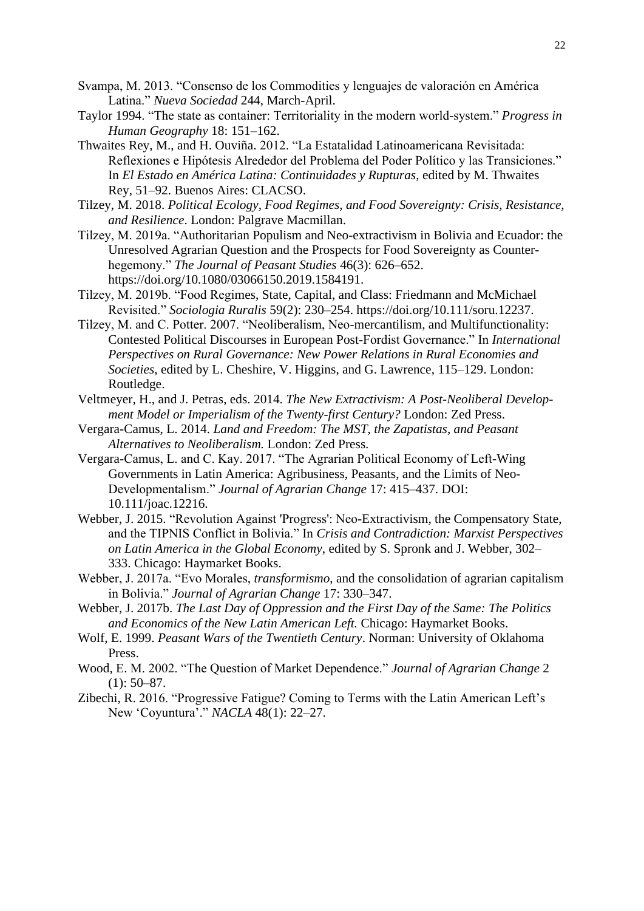Svampa, M. 2013. “Consenso de los Commodities y lenguajes de valoración en América Latina.” *Nueva Sociedad* 244, March-April.

Taylor 1994. “The state as container: Territoriality in the modern world-system.” *Progress in Human Geography* 18: 151–162.

Thwaites Rey, M., and H. Ouviña. 2012. “La Estatalidad Latinoamericana Revisitada: Reflexiones e Hipótesis Alrededor del Problema del Poder Político y las Transiciones.” In *El Estado en América Latina: Continuidades y Rupturas*, edited by M. Thwaites Rey, 51–92. Buenos Aires: CLACSO.

Tilzey, M. 2018. *Political Ecology, Food Regimes, and Food Sovereignty: Crisis, Resistance, and Resilience*. London: Palgrave Macmillan.

Tilzey, M. 2019a. “Authoritarian Populism and Neo-extractivism in Bolivia and Ecuador: the Unresolved Agrarian Question and the Prospects for Food Sovereignty as Counter-hegemony.” *The Journal of Peasant Studies* 46(3): 626–652. https://doi.org/10.1080/03066150.2019.1584191.

Tilzey, M. 2019b. “Food Regimes, State, Capital, and Class: Friedmann and McMichael Revisited.” *Sociologia Ruralis* 59(2): 230–254. https://doi.org/10.111/soru.12237.

Tilzey, M. and C. Potter. 2007. “Neoliberalism, Neo-mercantilism, and Multifunctionality: Contested Political Discourses in European Post-Fordist Governance.” In *International Perspectives on Rural Governance: New Power Relations in Rural Economies and Societies*, edited by L. Cheshire, V. Higgins, and G. Lawrence, 115–129. London: Routledge.

Veltmeyer, H., and J. Petras, eds. 2014. *The New Extractivism: A Post-Neoliberal Development Model or Imperialism of the Twenty-first Century?* London: Zed Press.

Vergara-Camus, L. 2014. *Land and Freedom: The MST, the Zapatistas, and Peasant Alternatives to Neoliberalism.* London: Zed Press.

Vergara-Camus, L. and C. Kay. 2017. “The Agrarian Political Economy of Left-Wing Governments in Latin America: Agribusiness, Peasants, and the Limits of Neo-Developmentalism.” *Journal of Agrarian Change* 17: 415–437. DOI: 10.111/joac.12216.

Webber, J. 2015. “Revolution Against 'Progress': Neo-Extractivism, the Compensatory State, and the TIPNIS Conflict in Bolivia.” In *Crisis and Contradiction: Marxist Perspectives on Latin America in the Global Economy*, edited by S. Spronk and J. Webber, 302–333. Chicago: Haymarket Books.

Webber, J. 2017a. “Evo Morales, *transformismo*, and the consolidation of agrarian capitalism in Bolivia.” *Journal of Agrarian Change* 17: 330–347.

Webber, J. 2017b. *The Last Day of Oppression and the First Day of the Same: The Politics and Economics of the New Latin American Left.* Chicago: Haymarket Books.

Wolf, E. 1999. *Peasant Wars of the Twentieth Century*. Norman: University of Oklahoma Press.

Wood, E. M. 2002. “The Question of Market Dependence.” *Journal of Agrarian Change* 2 (1): 50–87.

Zibechi, R. 2016. “Progressive Fatigue? Coming to Terms with the Latin American Left’s New ‘Coyuntura’.” *NACLA* 48(1): 22–27.